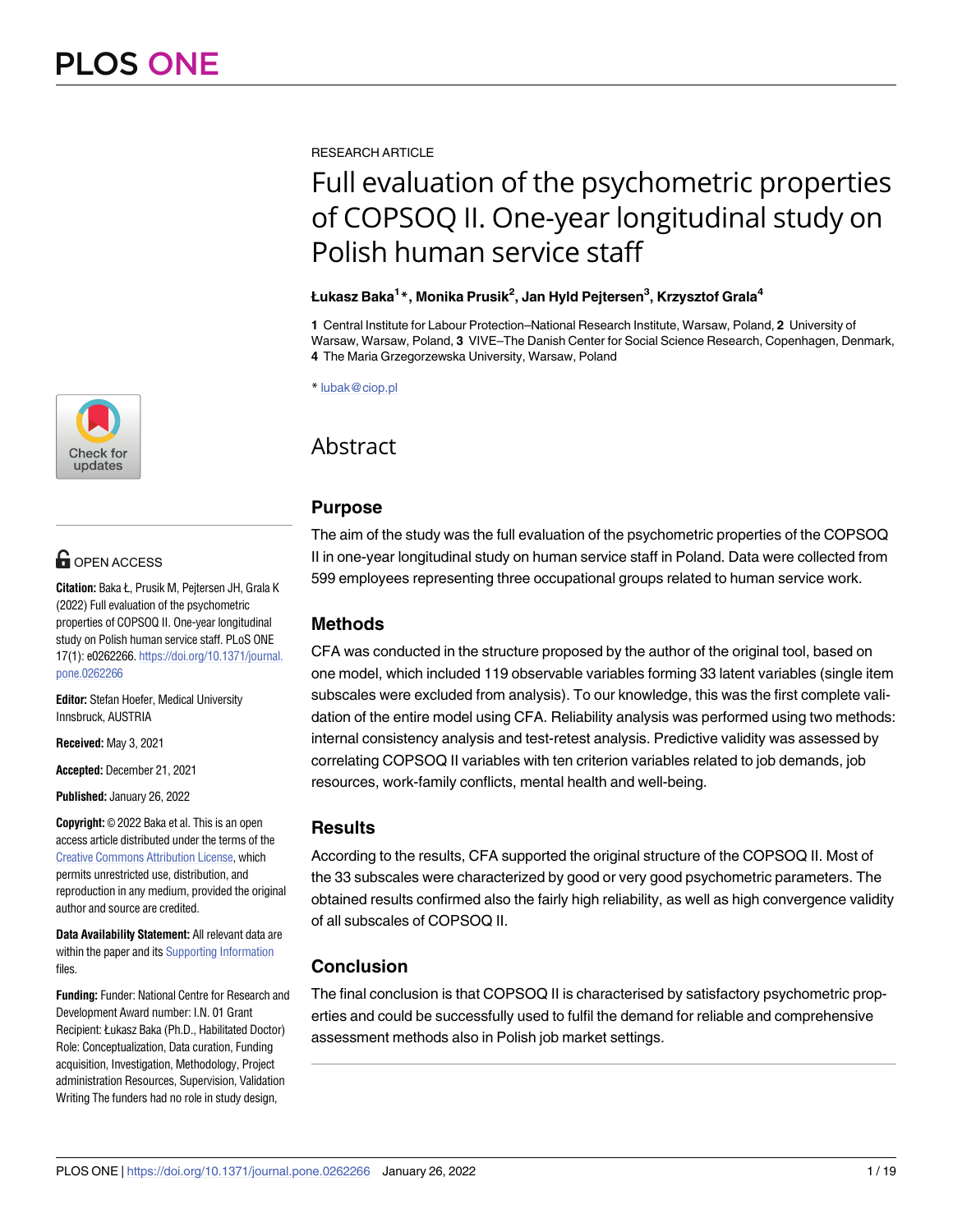RESEARCH ARTICLE

# Full evaluation of the psychometric properties of COPSOQ II. One-year longitudinal study on Polish human service staff

**Łukasz Baka[1]*, Monika Prusik[2], Jan Hyld Pejtersen[3], Krzysztof Grala[4]**

**1** Central Institute for Labour Protection–National Research Institute, Warsaw, Poland, **2** University of Warsaw, Warsaw, Poland, **3** VIVE–The Danish Center for Social Science Research, Copenhagen, Denmark, **4** The Maria Grzegorzewska University, Warsaw, Poland

* lubak@ciop.pl

OPEN ACCESS

**Citation:** Baka Ł, Prusik M, Pejtersen JH, Grala K (2022) Full evaluation of the psychometric properties of COPSOQ II. One-year longitudinal study on Polish human service staff. PLoS ONE 17(1): e0262266. https://doi.org/10.1371/journal.pone.0262266

**Editor:** Stefan Hoefer, Medical University Innsbruck, AUSTRIA

**Received:** May 3, 2021

**Accepted:** December 21, 2021

**Published:** January 26, 2022

**Copyright:** © 2022 Baka et al. This is an open access article distributed under the terms of the Creative Commons Attribution License, which permits unrestricted use, distribution, and reproduction in any medium, provided the original author and source are credited.

**Data Availability Statement:** All relevant data are within the paper and its Supporting Information files.

**Funding:** Funder: National Centre for Research and Development Award number: I.N. 01 Grant Recipient: Łukasz Baka (Ph.D., Habilitated Doctor) Role: Conceptualization, Data curation, Funding acquisition, Investigation, Methodology, Project administration Resources, Supervision, Validation Writing The funders had no role in study design,

## Abstract

### Purpose

The aim of the study was the full evaluation of the psychometric properties of the COPSOQ II in one-year longitudinal study on human service staff in Poland. Data were collected from 599 employees representing three occupational groups related to human service work.

### Methods

CFA was conducted in the structure proposed by the author of the original tool, based on one model, which included 119 observable variables forming 33 latent variables (single item subscales were excluded from analysis). To our knowledge, this was the first complete validation of the entire model using CFA. Reliability analysis was performed using two methods: internal consistency analysis and test-retest analysis. Predictive validity was assessed by correlating COPSOQ II variables with ten criterion variables related to job demands, job resources, work-family conflicts, mental health and well-being.

### Results

According to the results, CFA supported the original structure of the COPSOQ II. Most of the 33 subscales were characterized by good or very good psychometric parameters. The obtained results confirmed also the fairly high reliability, as well as high convergence validity of all subscales of COPSOQ II.

### Conclusion

The final conclusion is that COPSOQ II is characterised by satisfactory psychometric properties and could be successfully used to fulfil the demand for reliable and comprehensive assessment methods also in Polish job market settings.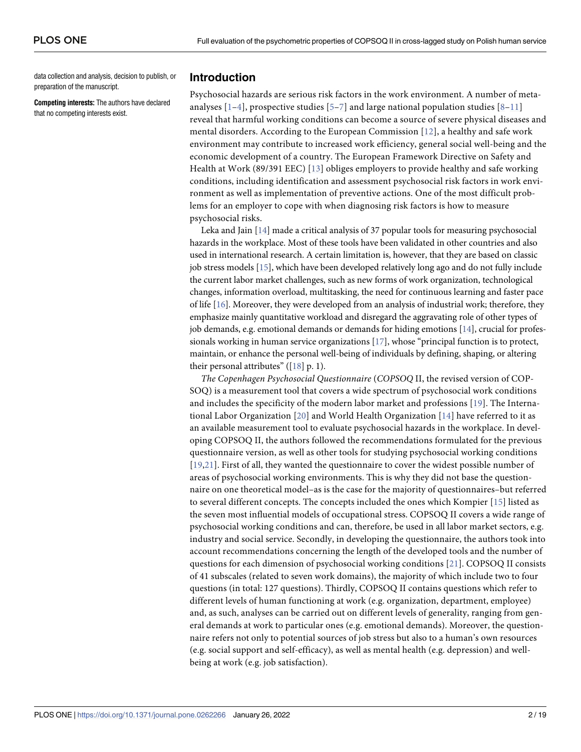data collection and analysis, decision to publish, or preparation of the manuscript.

**Competing interests:** The authors have declared that no competing interests exist.

## Introduction

Psychosocial hazards are serious risk factors in the work environment. A number of meta-analyses [1–4], prospective studies [5–7] and large national population studies [8–11] reveal that harmful working conditions can become a source of severe physical diseases and mental disorders. According to the European Commission [12], a healthy and safe work environment may contribute to increased work efficiency, general social well-being and the economic development of a country. The European Framework Directive on Safety and Health at Work (89/391 EEC) [13] obliges employers to provide healthy and safe working conditions, including identification and assessment psychosocial risk factors in work environment as well as implementation of preventive actions. One of the most difficult problems for an employer to cope with when diagnosing risk factors is how to measure psychosocial risks.

Leka and Jain [14] made a critical analysis of 37 popular tools for measuring psychosocial hazards in the workplace. Most of these tools have been validated in other countries and also used in international research. A certain limitation is, however, that they are based on classic job stress models [15], which have been developed relatively long ago and do not fully include the current labor market challenges, such as new forms of work organization, technological changes, information overload, multitasking, the need for continuous learning and faster pace of life [16]. Moreover, they were developed from an analysis of industrial work; therefore, they emphasize mainly quantitative workload and disregard the aggravating role of other types of job demands, e.g. emotional demands or demands for hiding emotions [14], crucial for professionals working in human service organizations [17], whose "principal function is to protect, maintain, or enhance the personal well-being of individuals by defining, shaping, or altering their personal attributes" ([18] p. 1).

*The Copenhagen Psychosocial Questionnaire* (*COPSOQ* II, the revised version of COPSOQ) is a measurement tool that covers a wide spectrum of psychosocial work conditions and includes the specificity of the modern labor market and professions [19]. The International Labor Organization [20] and World Health Organization [14] have referred to it as an available measurement tool to evaluate psychosocial hazards in the workplace. In developing COPSOQ II, the authors followed the recommendations formulated for the previous questionnaire version, as well as other tools for studying psychosocial working conditions [19,21]. First of all, they wanted the questionnaire to cover the widest possible number of areas of psychosocial working environments. This is why they did not base the questionnaire on one theoretical model–as is the case for the majority of questionnaires–but referred to several different concepts. The concepts included the ones which Kompier [15] listed as the seven most influential models of occupational stress. COPSOQ II covers a wide range of psychosocial working conditions and can, therefore, be used in all labor market sectors, e.g. industry and social service. Secondly, in developing the questionnaire, the authors took into account recommendations concerning the length of the developed tools and the number of questions for each dimension of psychosocial working conditions [21]. COPSOQ II consists of 41 subscales (related to seven work domains), the majority of which include two to four questions (in total: 127 questions). Thirdly, COPSOQ II contains questions which refer to different levels of human functioning at work (e.g. organization, department, employee) and, as such, analyses can be carried out on different levels of generality, ranging from general demands at work to particular ones (e.g. emotional demands). Moreover, the questionnaire refers not only to potential sources of job stress but also to a human's own resources (e.g. social support and self-efficacy), as well as mental health (e.g. depression) and well-being at work (e.g. job satisfaction).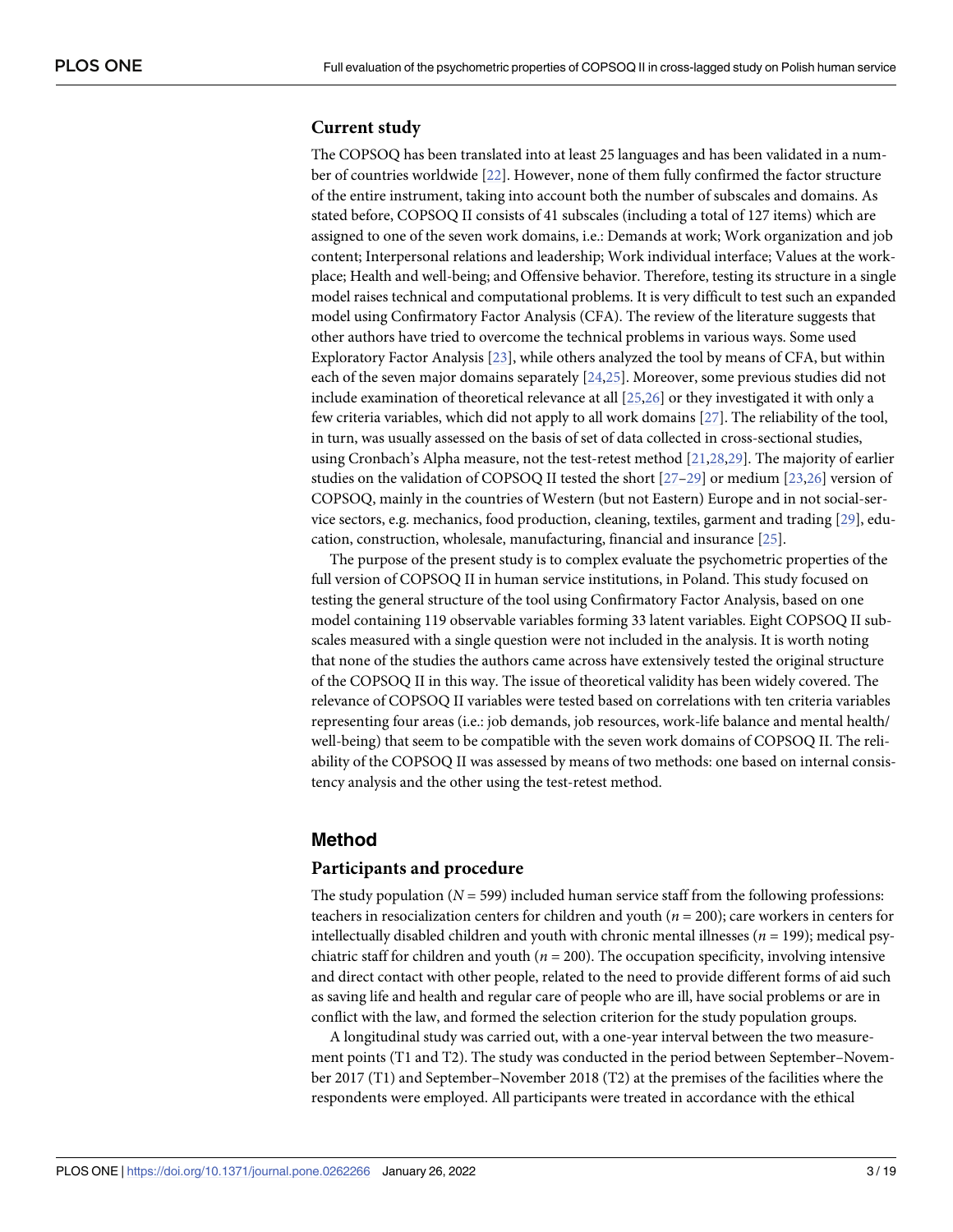### Current study

The COPSOQ has been translated into at least 25 languages and has been validated in a number of countries worldwide [22]. However, none of them fully confirmed the factor structure of the entire instrument, taking into account both the number of subscales and domains. As stated before, COPSOQ II consists of 41 subscales (including a total of 127 items) which are assigned to one of the seven work domains, i.e.: Demands at work; Work organization and job content; Interpersonal relations and leadership; Work individual interface; Values at the workplace; Health and well-being; and Offensive behavior. Therefore, testing its structure in a single model raises technical and computational problems. It is very difficult to test such an expanded model using Confirmatory Factor Analysis (CFA). The review of the literature suggests that other authors have tried to overcome the technical problems in various ways. Some used Exploratory Factor Analysis [23], while others analyzed the tool by means of CFA, but within each of the seven major domains separately [24,25]. Moreover, some previous studies did not include examination of theoretical relevance at all [25,26] or they investigated it with only a few criteria variables, which did not apply to all work domains [27]. The reliability of the tool, in turn, was usually assessed on the basis of set of data collected in cross-sectional studies, using Cronbach's Alpha measure, not the test-retest method [21,28,29]. The majority of earlier studies on the validation of COPSOQ II tested the short [27–29] or medium [23,26] version of COPSOQ, mainly in the countries of Western (but not Eastern) Europe and in not social-service sectors, e.g. mechanics, food production, cleaning, textiles, garment and trading [29], education, construction, wholesale, manufacturing, financial and insurance [25].

The purpose of the present study is to complex evaluate the psychometric properties of the full version of COPSOQ II in human service institutions, in Poland. This study focused on testing the general structure of the tool using Confirmatory Factor Analysis, based on one model containing 119 observable variables forming 33 latent variables. Eight COPSOQ II subscales measured with a single question were not included in the analysis. It is worth noting that none of the studies the authors came across have extensively tested the original structure of the COPSOQ II in this way. The issue of theoretical validity has been widely covered. The relevance of COPSOQ II variables were tested based on correlations with ten criteria variables representing four areas (i.e.: job demands, job resources, work-life balance and mental health/well-being) that seem to be compatible with the seven work domains of COPSOQ II. The reliability of the COPSOQ II was assessed by means of two methods: one based on internal consistency analysis and the other using the test-retest method.

## Method

### Participants and procedure

The study population ($N$ = 599) included human service staff from the following professions: teachers in resocialization centers for children and youth ($n$ = 200); care workers in centers for intellectually disabled children and youth with chronic mental illnesses ($n$ = 199); medical psychiatric staff for children and youth ($n$ = 200). The occupation specificity, involving intensive and direct contact with other people, related to the need to provide different forms of aid such as saving life and health and regular care of people who are ill, have social problems or are in conflict with the law, and formed the selection criterion for the study population groups.

A longitudinal study was carried out, with a one-year interval between the two measurement points (T1 and T2). The study was conducted in the period between September–November 2017 (T1) and September–November 2018 (T2) at the premises of the facilities where the respondents were employed. All participants were treated in accordance with the ethical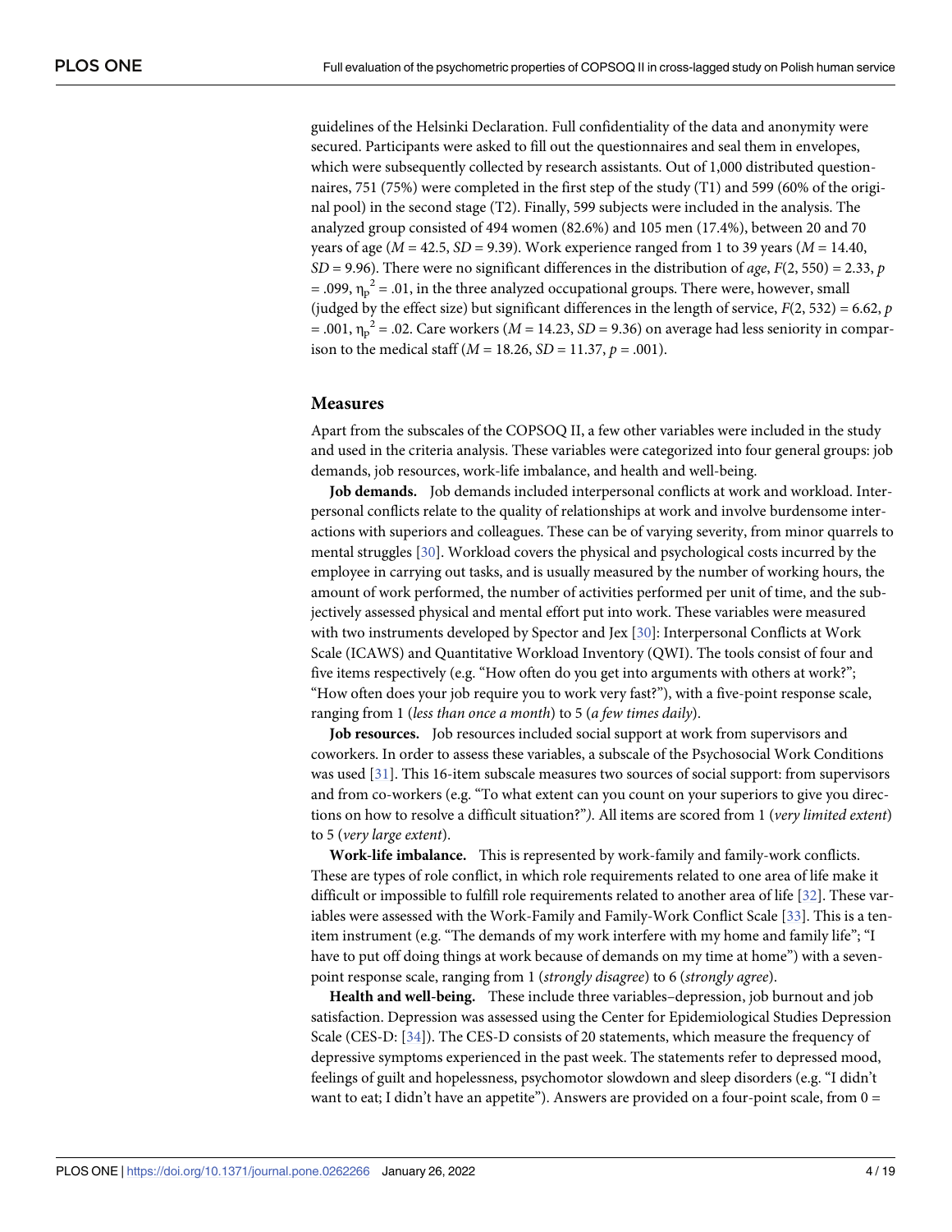guidelines of the Helsinki Declaration. Full confidentiality of the data and anonymity were secured. Participants were asked to fill out the questionnaires and seal them in envelopes, which were subsequently collected by research assistants. Out of 1,000 distributed questionnaires, 751 (75%) were completed in the first step of the study (T1) and 599 (60% of the original pool) in the second stage (T2). Finally, 599 subjects were included in the analysis. The analyzed group consisted of 494 women (82.6%) and 105 men (17.4%), between 20 and 70 years of age ($M$ = 42.5, $SD$ = 9.39). Work experience ranged from 1 to 39 years ($M$ = 14.40, $SD$ = 9.96). There were no significant differences in the distribution of *age*, $F(2, 550) = 2.33$, $p = .099$, $\eta_p^2 = .01$, in the three analyzed occupational groups. There were, however, small (judged by the effect size) but significant differences in the length of service, $F(2, 532) = 6.62$, $p = .001$, $\eta_p^2 = .02$. Care workers ($M$ = 14.23, $SD$ = 9.36) on average had less seniority in comparison to the medical staff ($M$ = 18.26, $SD$ = 11.37, $p$ = .001).

## Measures

Apart from the subscales of the COPSOQ II, a few other variables were included in the study and used in the criteria analysis. These variables were categorized into four general groups: job demands, job resources, work-life imbalance, and health and well-being.

**Job demands.** Job demands included interpersonal conflicts at work and workload. Interpersonal conflicts relate to the quality of relationships at work and involve burdensome interactions with superiors and colleagues. These can be of varying severity, from minor quarrels to mental struggles [30]. Workload covers the physical and psychological costs incurred by the employee in carrying out tasks, and is usually measured by the number of working hours, the amount of work performed, the number of activities performed per unit of time, and the subjectively assessed physical and mental effort put into work. These variables were measured with two instruments developed by Spector and Jex [30]: Interpersonal Conflicts at Work Scale (ICAWS) and Quantitative Workload Inventory (QWI). The tools consist of four and five items respectively (e.g. "How often do you get into arguments with others at work?"; "How often does your job require you to work very fast?"), with a five-point response scale, ranging from 1 (*less than once a month*) to 5 (*a few times daily*).

**Job resources.** Job resources included social support at work from supervisors and coworkers. In order to assess these variables, a subscale of the Psychosocial Work Conditions was used [31]. This 16-item subscale measures two sources of social support: from supervisors and from co-workers (e.g. "To what extent can you count on your superiors to give you directions on how to resolve a difficult situation?"*)*. All items are scored from 1 (*very limited extent*) to 5 (*very large extent*).

**Work-life imbalance.** This is represented by work-family and family-work conflicts. These are types of role conflict, in which role requirements related to one area of life make it difficult or impossible to fulfill role requirements related to another area of life [32]. These variables were assessed with the Work-Family and Family-Work Conflict Scale [33]. This is a ten-item instrument (e.g. "The demands of my work interfere with my home and family life"; "I have to put off doing things at work because of demands on my time at home") with a seven-point response scale, ranging from 1 (*strongly disagree*) to 6 (*strongly agree*).

**Health and well-being.** These include three variables–depression, job burnout and job satisfaction. Depression was assessed using the Center for Epidemiological Studies Depression Scale (CES-D: [34]). The CES-D consists of 20 statements, which measure the frequency of depressive symptoms experienced in the past week. The statements refer to depressed mood, feelings of guilt and hopelessness, psychomotor slowdown and sleep disorders (e.g. "I didn't want to eat; I didn't have an appetite"). Answers are provided on a four-point scale, from 0 =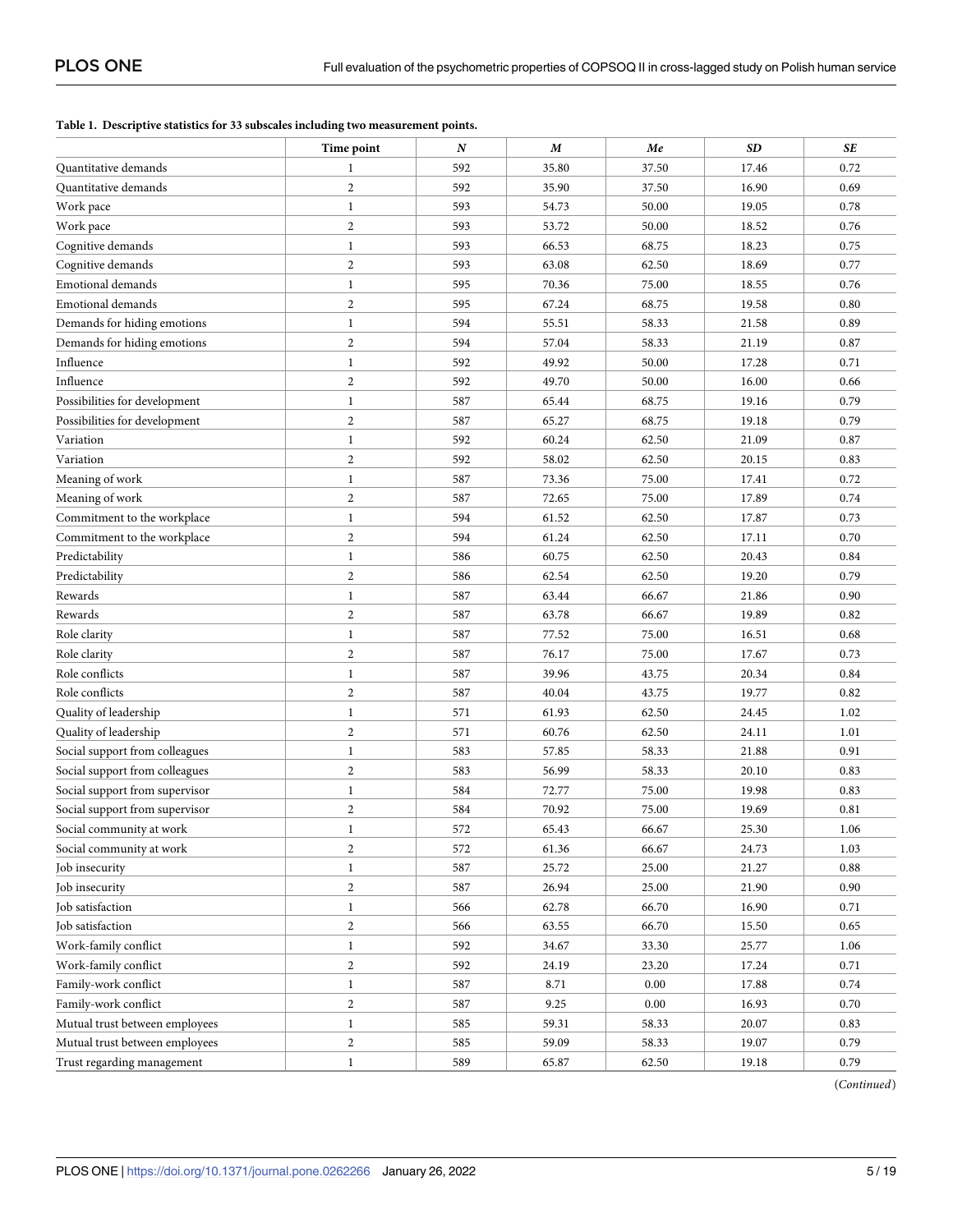**Table 1. Descriptive statistics for 33 subscales including two measurement points.**

| | Time point | *N* | *M* | *Me* | *SD* | *SE* |
|---|---|---|---|---|---|---|
| Quantitative demands | 1 | 592 | 35.80 | 37.50 | 17.46 | 0.72 |
| Quantitative demands | 2 | 592 | 35.90 | 37.50 | 16.90 | 0.69 |
| Work pace | 1 | 593 | 54.73 | 50.00 | 19.05 | 0.78 |
| Work pace | 2 | 593 | 53.72 | 50.00 | 18.52 | 0.76 |
| Cognitive demands | 1 | 593 | 66.53 | 68.75 | 18.23 | 0.75 |
| Cognitive demands | 2 | 593 | 63.08 | 62.50 | 18.69 | 0.77 |
| Emotional demands | 1 | 595 | 70.36 | 75.00 | 18.55 | 0.76 |
| Emotional demands | 2 | 595 | 67.24 | 68.75 | 19.58 | 0.80 |
| Demands for hiding emotions | 1 | 594 | 55.51 | 58.33 | 21.58 | 0.89 |
| Demands for hiding emotions | 2 | 594 | 57.04 | 58.33 | 21.19 | 0.87 |
| Influence | 1 | 592 | 49.92 | 50.00 | 17.28 | 0.71 |
| Influence | 2 | 592 | 49.70 | 50.00 | 16.00 | 0.66 |
| Possibilities for development | 1 | 587 | 65.44 | 68.75 | 19.16 | 0.79 |
| Possibilities for development | 2 | 587 | 65.27 | 68.75 | 19.18 | 0.79 |
| Variation | 1 | 592 | 60.24 | 62.50 | 21.09 | 0.87 |
| Variation | 2 | 592 | 58.02 | 62.50 | 20.15 | 0.83 |
| Meaning of work | 1 | 587 | 73.36 | 75.00 | 17.41 | 0.72 |
| Meaning of work | 2 | 587 | 72.65 | 75.00 | 17.89 | 0.74 |
| Commitment to the workplace | 1 | 594 | 61.52 | 62.50 | 17.87 | 0.73 |
| Commitment to the workplace | 2 | 594 | 61.24 | 62.50 | 17.11 | 0.70 |
| Predictability | 1 | 586 | 60.75 | 62.50 | 20.43 | 0.84 |
| Predictability | 2 | 586 | 62.54 | 62.50 | 19.20 | 0.79 |
| Rewards | 1 | 587 | 63.44 | 66.67 | 21.86 | 0.90 |
| Rewards | 2 | 587 | 63.78 | 66.67 | 19.89 | 0.82 |
| Role clarity | 1 | 587 | 77.52 | 75.00 | 16.51 | 0.68 |
| Role clarity | 2 | 587 | 76.17 | 75.00 | 17.67 | 0.73 |
| Role conflicts | 1 | 587 | 39.96 | 43.75 | 20.34 | 0.84 |
| Role conflicts | 2 | 587 | 40.04 | 43.75 | 19.77 | 0.82 |
| Quality of leadership | 1 | 571 | 61.93 | 62.50 | 24.45 | 1.02 |
| Quality of leadership | 2 | 571 | 60.76 | 62.50 | 24.11 | 1.01 |
| Social support from colleagues | 1 | 583 | 57.85 | 58.33 | 21.88 | 0.91 |
| Social support from colleagues | 2 | 583 | 56.99 | 58.33 | 20.10 | 0.83 |
| Social support from supervisor | 1 | 584 | 72.77 | 75.00 | 19.98 | 0.83 |
| Social support from supervisor | 2 | 584 | 70.92 | 75.00 | 19.69 | 0.81 |
| Social community at work | 1 | 572 | 65.43 | 66.67 | 25.30 | 1.06 |
| Social community at work | 2 | 572 | 61.36 | 66.67 | 24.73 | 1.03 |
| Job insecurity | 1 | 587 | 25.72 | 25.00 | 21.27 | 0.88 |
| Job insecurity | 2 | 587 | 26.94 | 25.00 | 21.90 | 0.90 |
| Job satisfaction | 1 | 566 | 62.78 | 66.70 | 16.90 | 0.71 |
| Job satisfaction | 2 | 566 | 63.55 | 66.70 | 15.50 | 0.65 |
| Work-family conflict | 1 | 592 | 34.67 | 33.30 | 25.77 | 1.06 |
| Work-family conflict | 2 | 592 | 24.19 | 23.20 | 17.24 | 0.71 |
| Family-work conflict | 1 | 587 | 8.71 | 0.00 | 17.88 | 0.74 |
| Family-work conflict | 2 | 587 | 9.25 | 0.00 | 16.93 | 0.70 |
| Mutual trust between employees | 1 | 585 | 59.31 | 58.33 | 20.07 | 0.83 |
| Mutual trust between employees | 2 | 585 | 59.09 | 58.33 | 19.07 | 0.79 |
| Trust regarding management | 1 | 589 | 65.87 | 62.50 | 19.18 | 0.79 |

(*Continued*)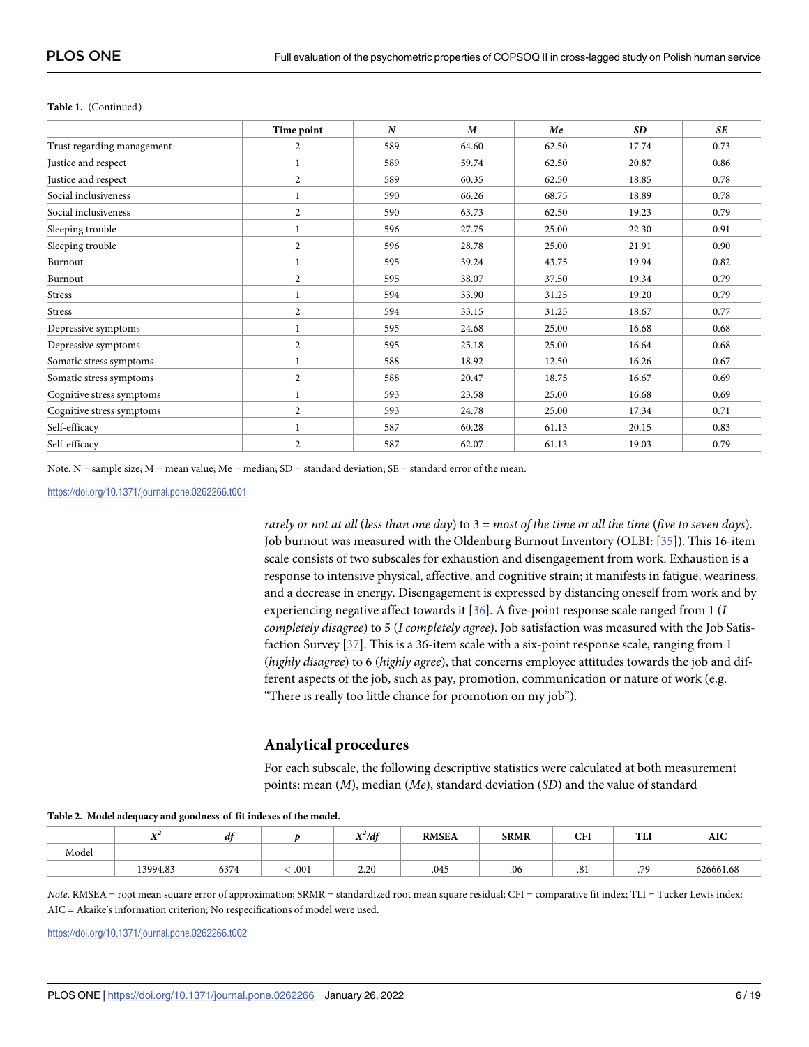**Table 1.** (Continued)

| | Time point | *N* | *M* | *Me* | *SD* | *SE* |
|---|---|---|---|---|---|---|
| Trust regarding management | 2 | 589 | 64.60 | 62.50 | 17.74 | 0.73 |
| Justice and respect | 1 | 589 | 59.74 | 62.50 | 20.87 | 0.86 |
| Justice and respect | 2 | 589 | 60.35 | 62.50 | 18.85 | 0.78 |
| Social inclusiveness | 1 | 590 | 66.26 | 68.75 | 18.89 | 0.78 |
| Social inclusiveness | 2 | 590 | 63.73 | 62.50 | 19.23 | 0.79 |
| Sleeping trouble | 1 | 596 | 27.75 | 25.00 | 22.30 | 0.91 |
| Sleeping trouble | 2 | 596 | 28.78 | 25.00 | 21.91 | 0.90 |
| Burnout | 1 | 595 | 39.24 | 43.75 | 19.94 | 0.82 |
| Burnout | 2 | 595 | 38.07 | 37.50 | 19.34 | 0.79 |
| Stress | 1 | 594 | 33.90 | 31.25 | 19.20 | 0.79 |
| Stress | 2 | 594 | 33.15 | 31.25 | 18.67 | 0.77 |
| Depressive symptoms | 1 | 595 | 24.68 | 25.00 | 16.68 | 0.68 |
| Depressive symptoms | 2 | 595 | 25.18 | 25.00 | 16.64 | 0.68 |
| Somatic stress symptoms | 1 | 588 | 18.92 | 12.50 | 16.26 | 0.67 |
| Somatic stress symptoms | 2 | 588 | 20.47 | 18.75 | 16.67 | 0.69 |
| Cognitive stress symptoms | 1 | 593 | 23.58 | 25.00 | 16.68 | 0.69 |
| Cognitive stress symptoms | 2 | 593 | 24.78 | 25.00 | 17.34 | 0.71 |
| Self-efficacy | 1 | 587 | 60.28 | 61.13 | 20.15 | 0.83 |
| Self-efficacy | 2 | 587 | 62.07 | 61.13 | 19.03 | 0.79 |

Note. N = sample size; M = mean value; Me = median; SD = standard deviation; SE = standard error of the mean.

https://doi.org/10.1371/journal.pone.0262266.t001

*rarely or not at all* (*less than one day*) to 3 = *most of the time or all the time* (*five to seven days*). Job burnout was measured with the Oldenburg Burnout Inventory (OLBI: [35]). This 16-item scale consists of two subscales for exhaustion and disengagement from work. Exhaustion is a response to intensive physical, affective, and cognitive strain; it manifests in fatigue, weariness, and a decrease in energy. Disengagement is expressed by distancing oneself from work and by experiencing negative affect towards it [36]. A five-point response scale ranged from 1 (*I completely disagree*) to 5 (*I completely agree*). Job satisfaction was measured with the Job Satisfaction Survey [37]. This is a 36-item scale with a six-point response scale, ranging from 1 (*highly disagree*) to 6 (*highly agree*), that concerns employee attitudes towards the job and different aspects of the job, such as pay, promotion, communication or nature of work (e.g. "There is really too little chance for promotion on my job").

## Analytical procedures

For each subscale, the following descriptive statistics were calculated at both measurement points: mean (*M*), median (*Me*), standard deviation (*SD*) and the value of standard

**Table 2. Model adequacy and goodness-of-fit indexes of the model.**

| | $X^2$ | *df* | *p* | $X^2/df$ | RMSEA | SRMR | CFI | TLI | AIC |
|---|---|---|---|---|---|---|---|---|---|
| Model | | | | | | | | | |
| | 13994.83 | 6374 | < .001 | 2.20 | .045 | .06 | .81 | .79 | 626661.68 |

*Note*. RMSEA = root mean square error of approximation; SRMR = standardized root mean square residual; CFI = comparative fit index; TLI = Tucker Lewis index; AIC = Akaike's information criterion; No respecifications of model were used.

https://doi.org/10.1371/journal.pone.0262266.t002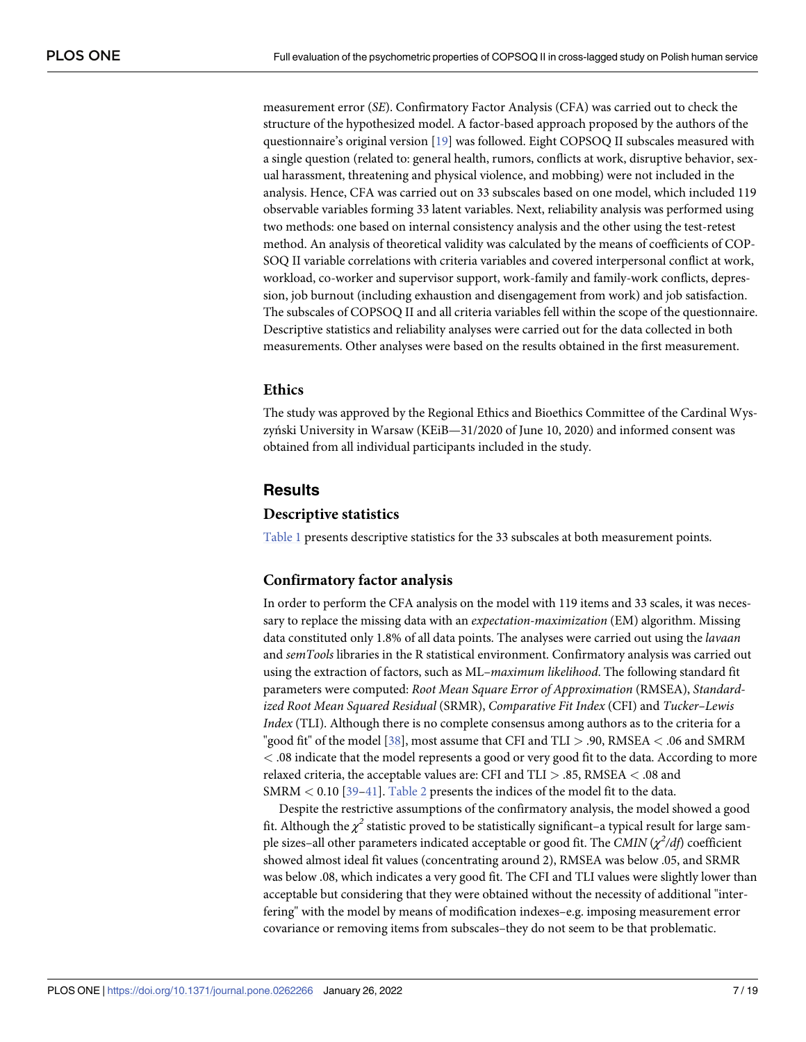measurement error (*SE*). Confirmatory Factor Analysis (CFA) was carried out to check the structure of the hypothesized model. A factor-based approach proposed by the authors of the questionnaire's original version [19] was followed. Eight COPSOQ II subscales measured with a single question (related to: general health, rumors, conflicts at work, disruptive behavior, sexual harassment, threatening and physical violence, and mobbing) were not included in the analysis. Hence, CFA was carried out on 33 subscales based on one model, which included 119 observable variables forming 33 latent variables. Next, reliability analysis was performed using two methods: one based on internal consistency analysis and the other using the test-retest method. An analysis of theoretical validity was calculated by the means of coefficients of COPSOQ II variable correlations with criteria variables and covered interpersonal conflict at work, workload, co-worker and supervisor support, work-family and family-work conflicts, depression, job burnout (including exhaustion and disengagement from work) and job satisfaction. The subscales of COPSOQ II and all criteria variables fell within the scope of the questionnaire. Descriptive statistics and reliability analyses were carried out for the data collected in both measurements. Other analyses were based on the results obtained in the first measurement.

## Ethics

The study was approved by the Regional Ethics and Bioethics Committee of the Cardinal Wyszyński University in Warsaw (KEiB—31/2020 of June 10, 2020) and informed consent was obtained from all individual participants included in the study.

# Results

## Descriptive statistics

Table 1 presents descriptive statistics for the 33 subscales at both measurement points.

## Confirmatory factor analysis

In order to perform the CFA analysis on the model with 119 items and 33 scales, it was necessary to replace the missing data with an *expectation-maximization* (EM) algorithm. Missing data constituted only 1.8% of all data points. The analyses were carried out using the *lavaan* and *semTools* libraries in the R statistical environment. Confirmatory analysis was carried out using the extraction of factors, such as ML–*maximum likelihood*. The following standard fit parameters were computed: *Root Mean Square Error of Approximation* (RMSEA), *Standardized Root Mean Squared Residual* (SRMR), *Comparative Fit Index* (CFI) and *Tucker–Lewis Index* (TLI). Although there is no complete consensus among authors as to the criteria for a "good fit" of the model [38], most assume that CFI and TLI > .90, RMSEA < .06 and SMRM < .08 indicate that the model represents a good or very good fit to the data. According to more relaxed criteria, the acceptable values are: CFI and TLI > .85, RMSEA < .08 and SRMR < 0.10 [39–41]. Table 2 presents the indices of the model fit to the data.

Despite the restrictive assumptions of the confirmatory analysis, the model showed a good fit. Although the $\chi^2$ statistic proved to be statistically significant–a typical result for large sample sizes–all other parameters indicated acceptable or good fit. The *CMIN* ($\chi^2/df$) coefficient showed almost ideal fit values (concentrating around 2), RMSEA was below .05, and SRMR was below .08, which indicates a very good fit. The CFI and TLI values were slightly lower than acceptable but considering that they were obtained without the necessity of additional "interfering" with the model by means of modification indexes–e.g. imposing measurement error covariance or removing items from subscales–they do not seem to be that problematic.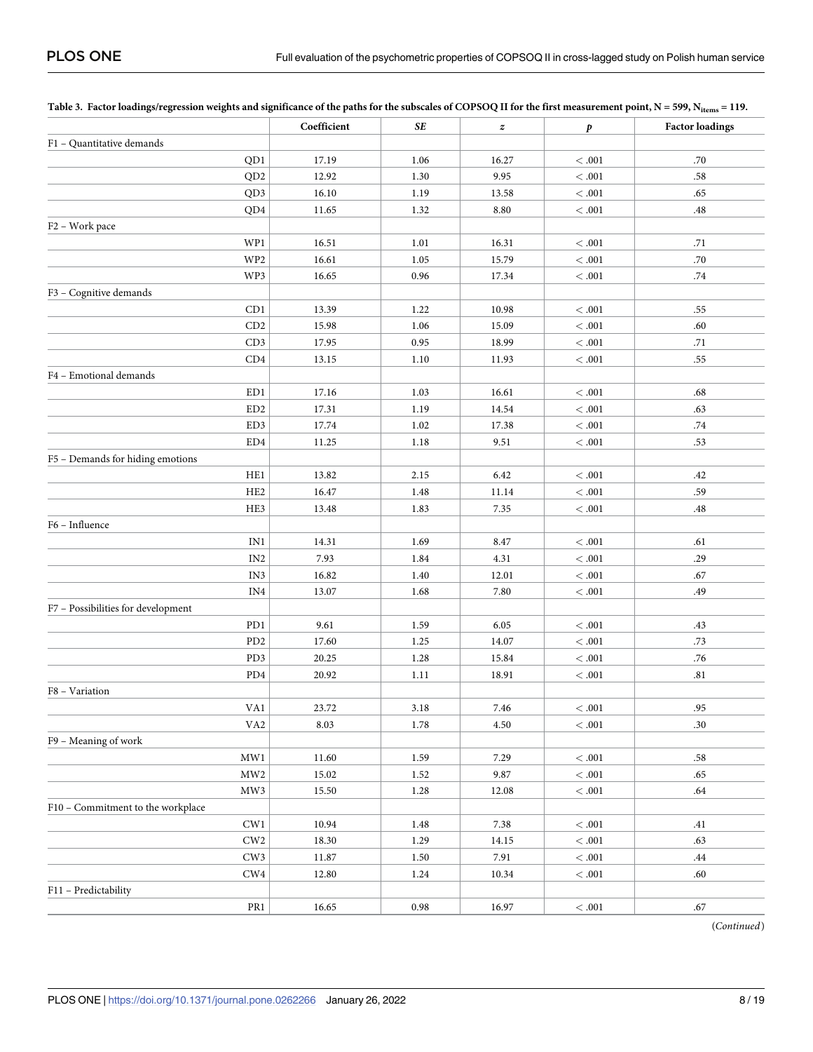**Table 3. Factor loadings/regression weights and significance of the paths for the subscales of COPSOQ II for the first measurement point, N = 599, $N_{items}$ = 119.**

| | Coefficient | *SE* | *z* | *p* | Factor loadings |
|---|---|---|---|---|---|
| F1 – Quantitative demands | | | | | |
| QD1 | 17.19 | 1.06 | 16.27 | < .001 | .70 |
| QD2 | 12.92 | 1.30 | 9.95 | < .001 | .58 |
| QD3 | 16.10 | 1.19 | 13.58 | < .001 | .65 |
| QD4 | 11.65 | 1.32 | 8.80 | < .001 | .48 |
| F2 – Work pace | | | | | |
| WP1 | 16.51 | 1.01 | 16.31 | < .001 | .71 |
| WP2 | 16.61 | 1.05 | 15.79 | < .001 | .70 |
| WP3 | 16.65 | 0.96 | 17.34 | < .001 | .74 |
| F3 – Cognitive demands | | | | | |
| CD1 | 13.39 | 1.22 | 10.98 | < .001 | .55 |
| CD2 | 15.98 | 1.06 | 15.09 | < .001 | .60 |
| CD3 | 17.95 | 0.95 | 18.99 | < .001 | .71 |
| CD4 | 13.15 | 1.10 | 11.93 | < .001 | .55 |
| F4 – Emotional demands | | | | | |
| ED1 | 17.16 | 1.03 | 16.61 | < .001 | .68 |
| ED2 | 17.31 | 1.19 | 14.54 | < .001 | .63 |
| ED3 | 17.74 | 1.02 | 17.38 | < .001 | .74 |
| ED4 | 11.25 | 1.18 | 9.51 | < .001 | .53 |
| F5 – Demands for hiding emotions | | | | | |
| HE1 | 13.82 | 2.15 | 6.42 | < .001 | .42 |
| HE2 | 16.47 | 1.48 | 11.14 | < .001 | .59 |
| HE3 | 13.48 | 1.83 | 7.35 | < .001 | .48 |
| F6 – Influence | | | | | |
| IN1 | 14.31 | 1.69 | 8.47 | < .001 | .61 |
| IN2 | 7.93 | 1.84 | 4.31 | < .001 | .29 |
| IN3 | 16.82 | 1.40 | 12.01 | < .001 | .67 |
| IN4 | 13.07 | 1.68 | 7.80 | < .001 | .49 |
| F7 – Possibilities for development | | | | | |
| PD1 | 9.61 | 1.59 | 6.05 | < .001 | .43 |
| PD2 | 17.60 | 1.25 | 14.07 | < .001 | .73 |
| PD3 | 20.25 | 1.28 | 15.84 | < .001 | .76 |
| PD4 | 20.92 | 1.11 | 18.91 | < .001 | .81 |
| F8 – Variation | | | | | |
| VA1 | 23.72 | 3.18 | 7.46 | < .001 | .95 |
| VA2 | 8.03 | 1.78 | 4.50 | < .001 | .30 |
| F9 – Meaning of work | | | | | |
| MW1 | 11.60 | 1.59 | 7.29 | < .001 | .58 |
| MW2 | 15.02 | 1.52 | 9.87 | < .001 | .65 |
| MW3 | 15.50 | 1.28 | 12.08 | < .001 | .64 |
| F10 – Commitment to the workplace | | | | | |
| CW1 | 10.94 | 1.48 | 7.38 | < .001 | .41 |
| CW2 | 18.30 | 1.29 | 14.15 | < .001 | .63 |
| CW3 | 11.87 | 1.50 | 7.91 | < .001 | .44 |
| CW4 | 12.80 | 1.24 | 10.34 | < .001 | .60 |
| F11 – Predictability | | | | | |
| PR1 | 16.65 | 0.98 | 16.97 | < .001 | .67 |

(*Continued*)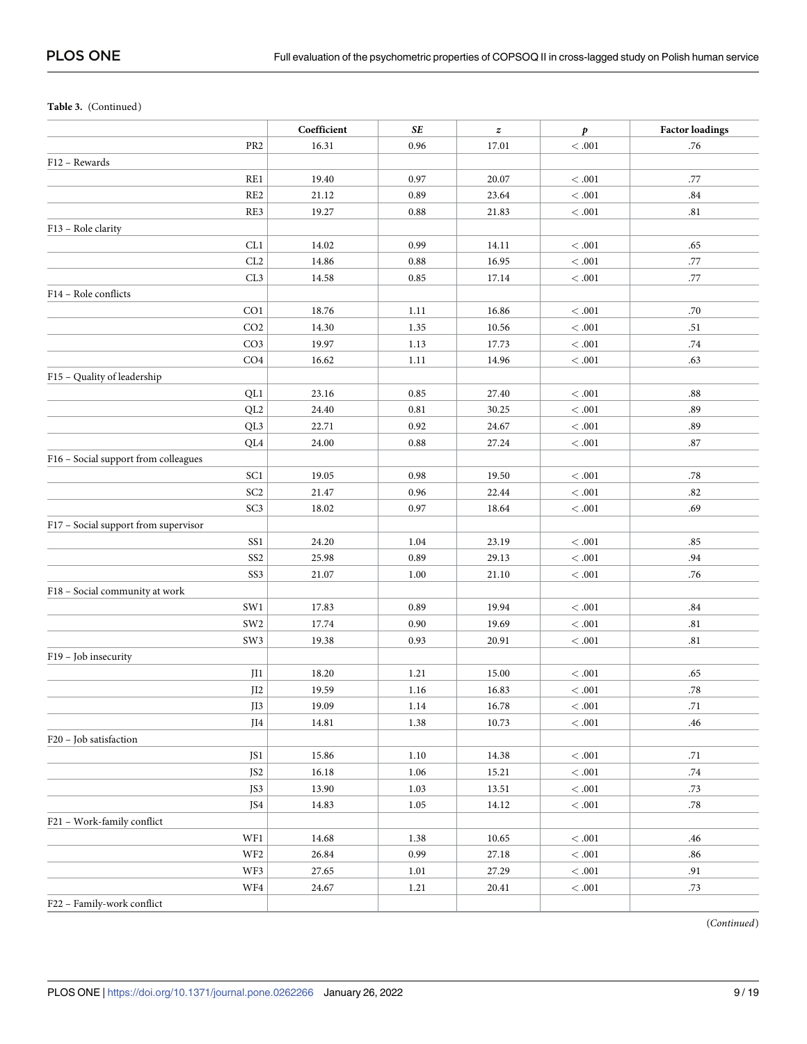**Table 3.** (Continued)

| | Coefficient | *SE* | *z* | *p* | Factor loadings |
|---|---|---|---|---|---|
| PR2 | 16.31 | 0.96 | 17.01 | < .001 | .76 |
| F12 – Rewards | | | | | |
| RE1 | 19.40 | 0.97 | 20.07 | < .001 | .77 |
| RE2 | 21.12 | 0.89 | 23.64 | < .001 | .84 |
| RE3 | 19.27 | 0.88 | 21.83 | < .001 | .81 |
| F13 – Role clarity | | | | | |
| CL1 | 14.02 | 0.99 | 14.11 | < .001 | .65 |
| CL2 | 14.86 | 0.88 | 16.95 | < .001 | .77 |
| CL3 | 14.58 | 0.85 | 17.14 | < .001 | .77 |
| F14 – Role conflicts | | | | | |
| CO1 | 18.76 | 1.11 | 16.86 | < .001 | .70 |
| CO2 | 14.30 | 1.35 | 10.56 | < .001 | .51 |
| CO3 | 19.97 | 1.13 | 17.73 | < .001 | .74 |
| CO4 | 16.62 | 1.11 | 14.96 | < .001 | .63 |
| F15 – Quality of leadership | | | | | |
| QL1 | 23.16 | 0.85 | 27.40 | < .001 | .88 |
| QL2 | 24.40 | 0.81 | 30.25 | < .001 | .89 |
| QL3 | 22.71 | 0.92 | 24.67 | < .001 | .89 |
| QL4 | 24.00 | 0.88 | 27.24 | < .001 | .87 |
| F16 – Social support from colleagues | | | | | |
| SC1 | 19.05 | 0.98 | 19.50 | < .001 | .78 |
| SC2 | 21.47 | 0.96 | 22.44 | < .001 | .82 |
| SC3 | 18.02 | 0.97 | 18.64 | < .001 | .69 |
| F17 – Social support from supervisor | | | | | |
| SS1 | 24.20 | 1.04 | 23.19 | < .001 | .85 |
| SS2 | 25.98 | 0.89 | 29.13 | < .001 | .94 |
| SS3 | 21.07 | 1.00 | 21.10 | < .001 | .76 |
| F18 – Social community at work | | | | | |
| SW1 | 17.83 | 0.89 | 19.94 | < .001 | .84 |
| SW2 | 17.74 | 0.90 | 19.69 | < .001 | .81 |
| SW3 | 19.38 | 0.93 | 20.91 | < .001 | .81 |
| F19 – Job insecurity | | | | | |
| JI1 | 18.20 | 1.21 | 15.00 | < .001 | .65 |
| JI2 | 19.59 | 1.16 | 16.83 | < .001 | .78 |
| JI3 | 19.09 | 1.14 | 16.78 | < .001 | .71 |
| JI4 | 14.81 | 1.38 | 10.73 | < .001 | .46 |
| F20 – Job satisfaction | | | | | |
| JS1 | 15.86 | 1.10 | 14.38 | < .001 | .71 |
| JS2 | 16.18 | 1.06 | 15.21 | < .001 | .74 |
| JS3 | 13.90 | 1.03 | 13.51 | < .001 | .73 |
| JS4 | 14.83 | 1.05 | 14.12 | < .001 | .78 |
| F21 – Work-family conflict | | | | | |
| WF1 | 14.68 | 1.38 | 10.65 | < .001 | .46 |
| WF2 | 26.84 | 0.99 | 27.18 | < .001 | .86 |
| WF3 | 27.65 | 1.01 | 27.29 | < .001 | .91 |
| WF4 | 24.67 | 1.21 | 20.41 | < .001 | .73 |
| F22 – Family-work conflict | | | | | |

(*Continued*)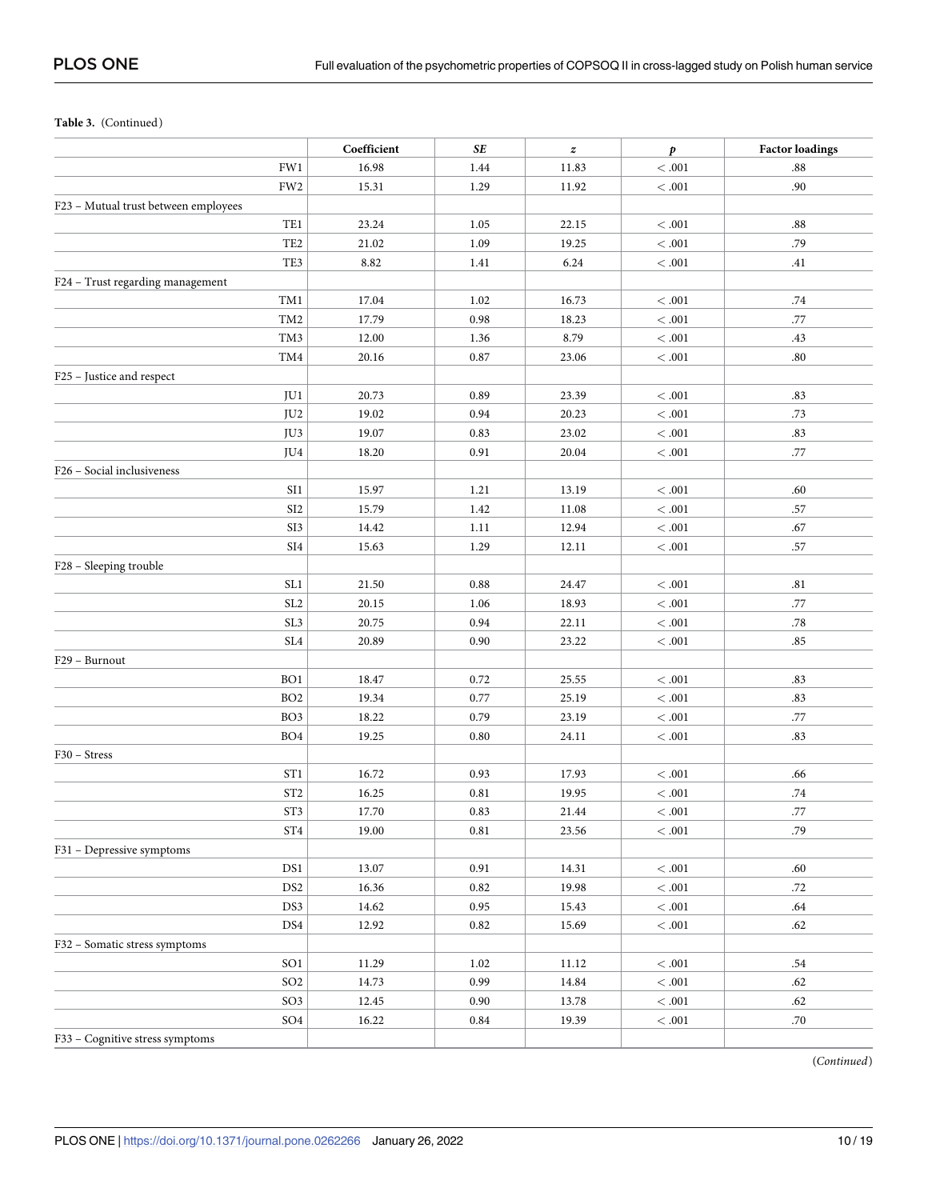**Table 3.** (Continued)

| | Coefficient | *SE* | *z* | *p* | Factor loadings |
|---|---|---|---|---|---|
| FW1 | 16.98 | 1.44 | 11.83 | < .001 | .88 |
| FW2 | 15.31 | 1.29 | 11.92 | < .001 | .90 |
| F23 – Mutual trust between employees | | | | | |
| TE1 | 23.24 | 1.05 | 22.15 | < .001 | .88 |
| TE2 | 21.02 | 1.09 | 19.25 | < .001 | .79 |
| TE3 | 8.82 | 1.41 | 6.24 | < .001 | .41 |
| F24 – Trust regarding management | | | | | |
| TM1 | 17.04 | 1.02 | 16.73 | < .001 | .74 |
| TM2 | 17.79 | 0.98 | 18.23 | < .001 | .77 |
| TM3 | 12.00 | 1.36 | 8.79 | < .001 | .43 |
| TM4 | 20.16 | 0.87 | 23.06 | < .001 | .80 |
| F25 – Justice and respect | | | | | |
| JU1 | 20.73 | 0.89 | 23.39 | < .001 | .83 |
| JU2 | 19.02 | 0.94 | 20.23 | < .001 | .73 |
| JU3 | 19.07 | 0.83 | 23.02 | < .001 | .83 |
| JU4 | 18.20 | 0.91 | 20.04 | < .001 | .77 |
| F26 – Social inclusiveness | | | | | |
| SI1 | 15.97 | 1.21 | 13.19 | < .001 | .60 |
| SI2 | 15.79 | 1.42 | 11.08 | < .001 | .57 |
| SI3 | 14.42 | 1.11 | 12.94 | < .001 | .67 |
| SI4 | 15.63 | 1.29 | 12.11 | < .001 | .57 |
| F28 – Sleeping trouble | | | | | |
| SL1 | 21.50 | 0.88 | 24.47 | < .001 | .81 |
| SL2 | 20.15 | 1.06 | 18.93 | < .001 | .77 |
| SL3 | 20.75 | 0.94 | 22.11 | < .001 | .78 |
| SL4 | 20.89 | 0.90 | 23.22 | < .001 | .85 |
| F29 – Burnout | | | | | |
| BO1 | 18.47 | 0.72 | 25.55 | < .001 | .83 |
| BO2 | 19.34 | 0.77 | 25.19 | < .001 | .83 |
| BO3 | 18.22 | 0.79 | 23.19 | < .001 | .77 |
| BO4 | 19.25 | 0.80 | 24.11 | < .001 | .83 |
| F30 – Stress | | | | | |
| ST1 | 16.72 | 0.93 | 17.93 | < .001 | .66 |
| ST2 | 16.25 | 0.81 | 19.95 | < .001 | .74 |
| ST3 | 17.70 | 0.83 | 21.44 | < .001 | .77 |
| ST4 | 19.00 | 0.81 | 23.56 | < .001 | .79 |
| F31 – Depressive symptoms | | | | | |
| DS1 | 13.07 | 0.91 | 14.31 | < .001 | .60 |
| DS2 | 16.36 | 0.82 | 19.98 | < .001 | .72 |
| DS3 | 14.62 | 0.95 | 15.43 | < .001 | .64 |
| DS4 | 12.92 | 0.82 | 15.69 | < .001 | .62 |
| F32 – Somatic stress symptoms | | | | | |
| SO1 | 11.29 | 1.02 | 11.12 | < .001 | .54 |
| SO2 | 14.73 | 0.99 | 14.84 | < .001 | .62 |
| SO3 | 12.45 | 0.90 | 13.78 | < .001 | .62 |
| SO4 | 16.22 | 0.84 | 19.39 | < .001 | .70 |
| F33 – Cognitive stress symptoms | | | | | |

(*Continued*)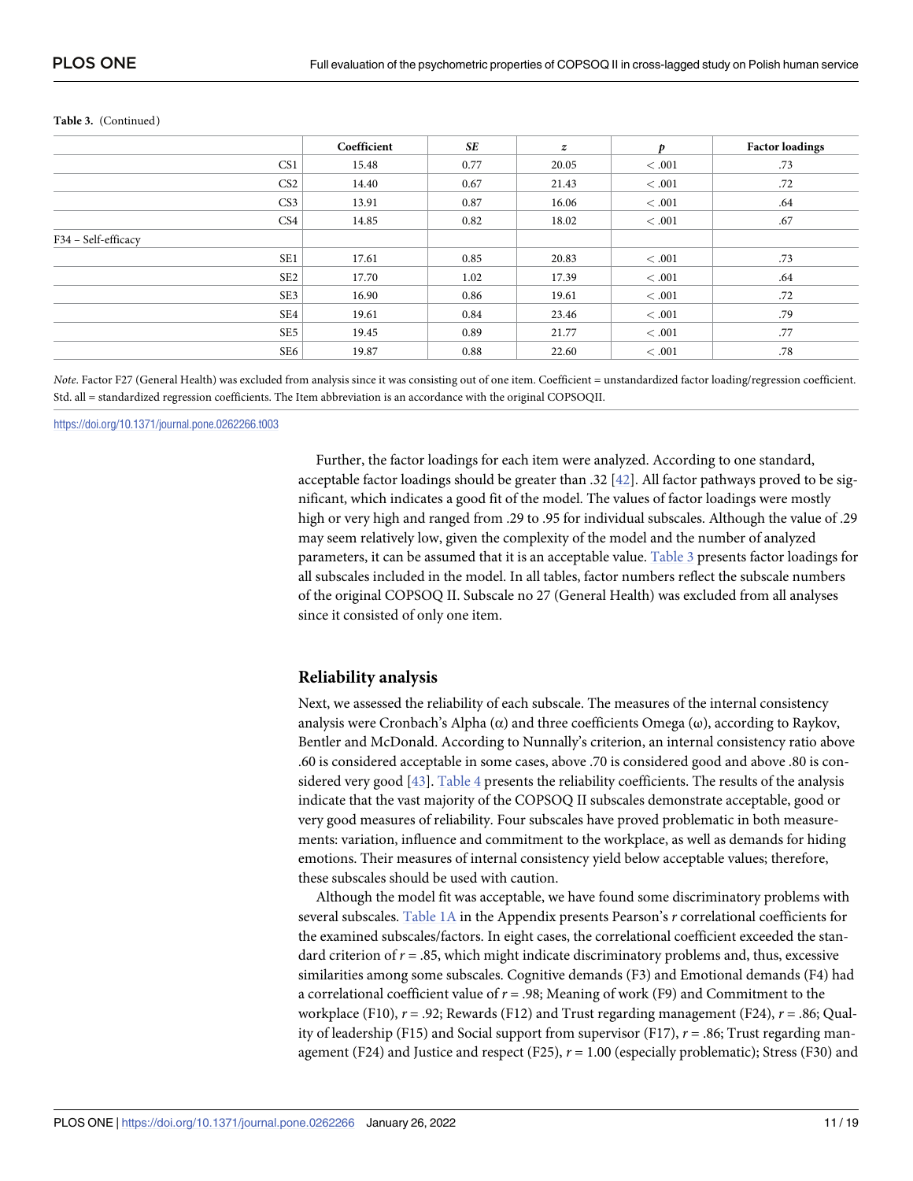**Table 3.** (Continued)

| | Coefficient | *SE* | *z* | *p* | Factor loadings |
|---|---|---|---|---|---|
| CS1 | 15.48 | 0.77 | 20.05 | < .001 | .73 |
| CS2 | 14.40 | 0.67 | 21.43 | < .001 | .72 |
| CS3 | 13.91 | 0.87 | 16.06 | < .001 | .64 |
| CS4 | 14.85 | 0.82 | 18.02 | < .001 | .67 |
| F34 – Self-efficacy | | | | | |
| SE1 | 17.61 | 0.85 | 20.83 | < .001 | .73 |
| SE2 | 17.70 | 1.02 | 17.39 | < .001 | .64 |
| SE3 | 16.90 | 0.86 | 19.61 | < .001 | .72 |
| SE4 | 19.61 | 0.84 | 23.46 | < .001 | .79 |
| SE5 | 19.45 | 0.89 | 21.77 | < .001 | .77 |
| SE6 | 19.87 | 0.88 | 22.60 | < .001 | .78 |

*Note*. Factor F27 (General Health) was excluded from analysis since it was consisting out of one item. Coefficient = unstandardized factor loading/regression coefficient. Std. all = standardized regression coefficients. The Item abbreviation is an accordance with the original COPSOQII.

https://doi.org/10.1371/journal.pone.0262266.t003

Further, the factor loadings for each item were analyzed. According to one standard, acceptable factor loadings should be greater than .32 [42]. All factor pathways proved to be significant, which indicates a good fit of the model. The values of factor loadings were mostly high or very high and ranged from .29 to .95 for individual subscales. Although the value of .29 may seem relatively low, given the complexity of the model and the number of analyzed parameters, it can be assumed that it is an acceptable value. Table 3 presents factor loadings for all subscales included in the model. In all tables, factor numbers reflect the subscale numbers of the original COPSOQ II. Subscale no 27 (General Health) was excluded from all analyses since it consisted of only one item.

## Reliability analysis

Next, we assessed the reliability of each subscale. The measures of the internal consistency analysis were Cronbach's Alpha (α) and three coefficients Omega (ω), according to Raykov, Bentler and McDonald. According to Nunnally's criterion, an internal consistency ratio above .60 is considered acceptable in some cases, above .70 is considered good and above .80 is considered very good [43]. Table 4 presents the reliability coefficients. The results of the analysis indicate that the vast majority of the COPSOQ II subscales demonstrate acceptable, good or very good measures of reliability. Four subscales have proved problematic in both measurements: variation, influence and commitment to the workplace, as well as demands for hiding emotions. Their measures of internal consistency yield below acceptable values; therefore, these subscales should be used with caution.

Although the model fit was acceptable, we have found some discriminatory problems with several subscales. Table 1A in the Appendix presents Pearson's *r* correlational coefficients for the examined subscales/factors. In eight cases, the correlational coefficient exceeded the standard criterion of $r = .85$, which might indicate discriminatory problems and, thus, excessive similarities among some subscales. Cognitive demands (F3) and Emotional demands (F4) had a correlational coefficient value of $r = .98$; Meaning of work (F9) and Commitment to the workplace (F10), $r = .92$; Rewards (F12) and Trust regarding management (F24), $r = .86$; Quality of leadership (F15) and Social support from supervisor (F17), $r = .86$; Trust regarding management (F24) and Justice and respect (F25), $r = 1.00$ (especially problematic); Stress (F30) and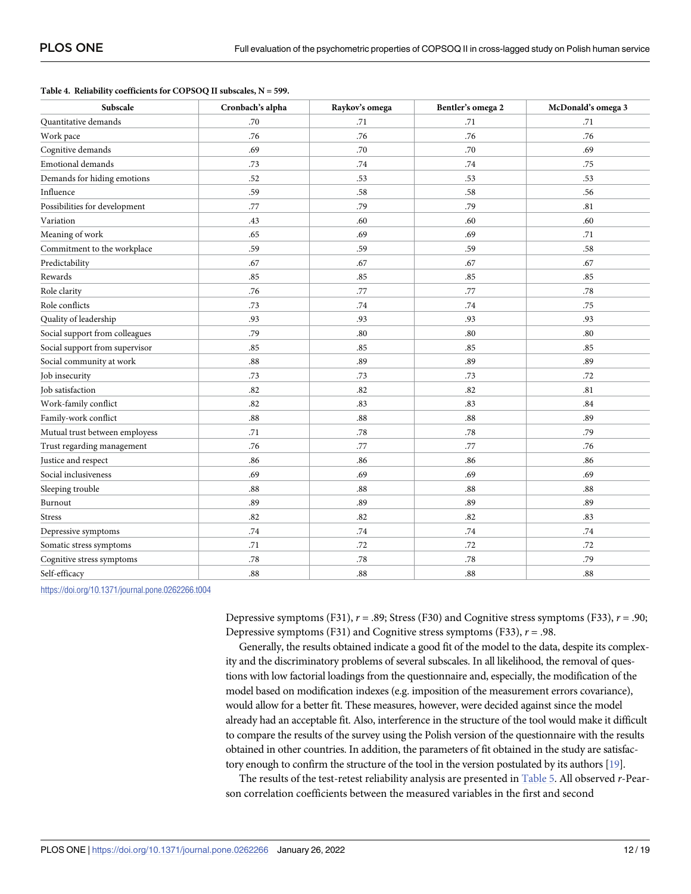**Table 4. Reliability coefficients for COPSOQ II subscales, N = 599.**

| Subscale | Cronbach's alpha | Raykov's omega | Bentler's omega 2 | McDonald's omega 3 |
|---|---|---|---|---|
| Quantitative demands | .70 | .71 | .71 | .71 |
| Work pace | .76 | .76 | .76 | .76 |
| Cognitive demands | .69 | .70 | .70 | .69 |
| Emotional demands | .73 | .74 | .74 | .75 |
| Demands for hiding emotions | .52 | .53 | .53 | .53 |
| Influence | .59 | .58 | .58 | .56 |
| Possibilities for development | .77 | .79 | .79 | .81 |
| Variation | .43 | .60 | .60 | .60 |
| Meaning of work | .65 | .69 | .69 | .71 |
| Commitment to the workplace | .59 | .59 | .59 | .58 |
| Predictability | .67 | .67 | .67 | .67 |
| Rewards | .85 | .85 | .85 | .85 |
| Role clarity | .76 | .77 | .77 | .78 |
| Role conflicts | .73 | .74 | .74 | .75 |
| Quality of leadership | .93 | .93 | .93 | .93 |
| Social support from colleagues | .79 | .80 | .80 | .80 |
| Social support from supervisor | .85 | .85 | .85 | .85 |
| Social community at work | .88 | .89 | .89 | .89 |
| Job insecurity | .73 | .73 | .73 | .72 |
| Job satisfaction | .82 | .82 | .82 | .81 |
| Work-family conflict | .82 | .83 | .83 | .84 |
| Family-work conflict | .88 | .88 | .88 | .89 |
| Mutual trust between employess | .71 | .78 | .78 | .79 |
| Trust regarding management | .76 | .77 | .77 | .76 |
| Justice and respect | .86 | .86 | .86 | .86 |
| Social inclusiveness | .69 | .69 | .69 | .69 |
| Sleeping trouble | .88 | .88 | .88 | .88 |
| Burnout | .89 | .89 | .89 | .89 |
| Stress | .82 | .82 | .82 | .83 |
| Depressive symptoms | .74 | .74 | .74 | .74 |
| Somatic stress symptoms | .71 | .72 | .72 | .72 |
| Cognitive stress symptoms | .78 | .78 | .78 | .79 |
| Self-efficacy | .88 | .88 | .88 | .88 |

https://doi.org/10.1371/journal.pone.0262266.t004

Depressive symptoms (F31), $r = .89$; Stress (F30) and Cognitive stress symptoms (F33), $r = .90$; Depressive symptoms (F31) and Cognitive stress symptoms (F33), $r = .98$.

Generally, the results obtained indicate a good fit of the model to the data, despite its complexity and the discriminatory problems of several subscales. In all likelihood, the removal of questions with low factorial loadings from the questionnaire and, especially, the modification of the model based on modification indexes (e.g. imposition of the measurement errors covariance), would allow for a better fit. These measures, however, were decided against since the model already had an acceptable fit. Also, interference in the structure of the tool would make it difficult to compare the results of the survey using the Polish version of the questionnaire with the results obtained in other countries. In addition, the parameters of fit obtained in the study are satisfactory enough to confirm the structure of the tool in the version postulated by its authors [19].

The results of the test-retest reliability analysis are presented in Table 5. All observed *r*-Pearson correlation coefficients between the measured variables in the first and second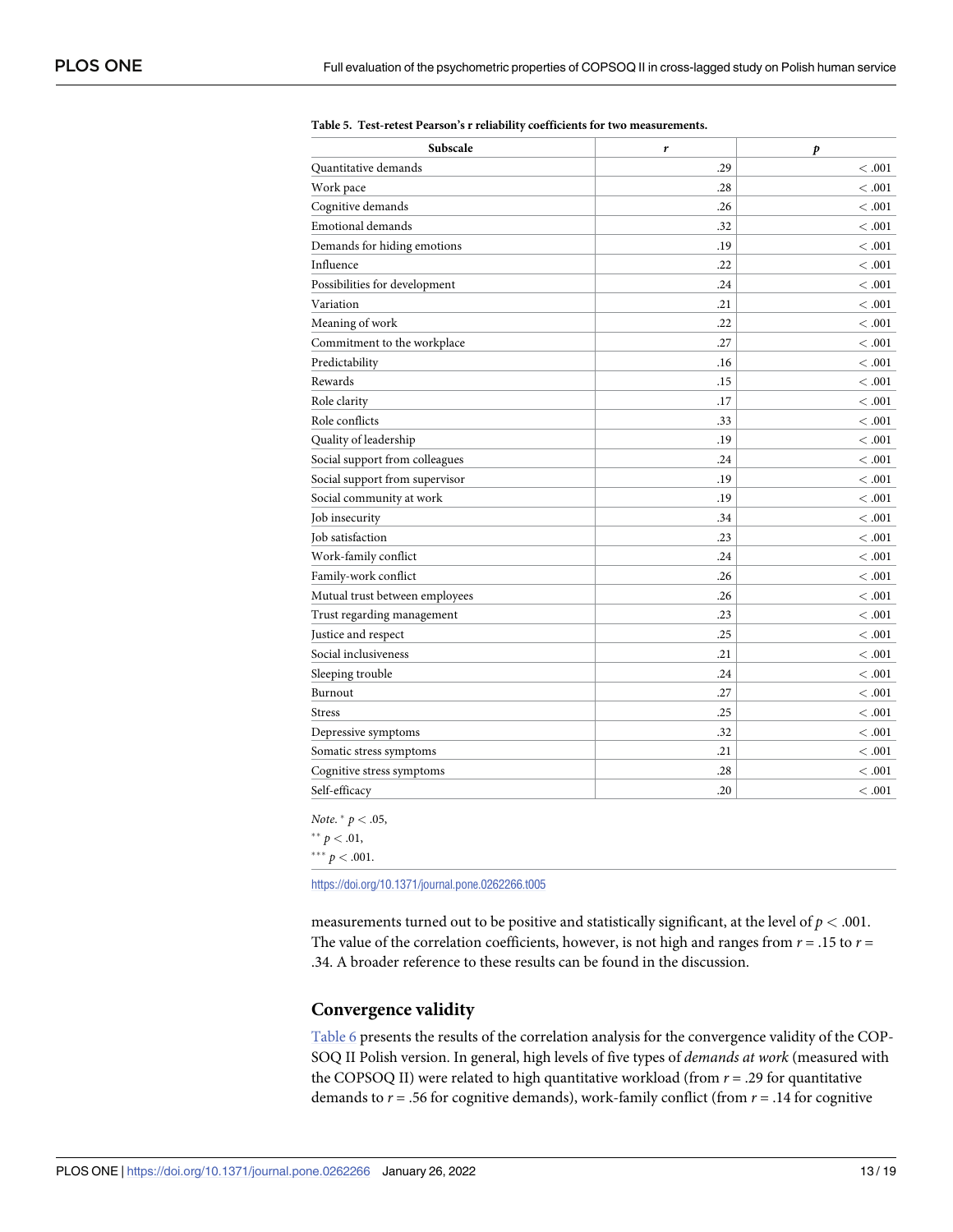**Table 5. Test-retest Pearson's r reliability coefficients for two measurements.**

| Subscale | *r* | *p* |
|---|---|---|
| Quantitative demands | .29 | < .001 |
| Work pace | .28 | < .001 |
| Cognitive demands | .26 | < .001 |
| Emotional demands | .32 | < .001 |
| Demands for hiding emotions | .19 | < .001 |
| Influence | .22 | < .001 |
| Possibilities for development | .24 | < .001 |
| Variation | .21 | < .001 |
| Meaning of work | .22 | < .001 |
| Commitment to the workplace | .27 | < .001 |
| Predictability | .16 | < .001 |
| Rewards | .15 | < .001 |
| Role clarity | .17 | < .001 |
| Role conflicts | .33 | < .001 |
| Quality of leadership | .19 | < .001 |
| Social support from colleagues | .24 | < .001 |
| Social support from supervisor | .19 | < .001 |
| Social community at work | .19 | < .001 |
| Job insecurity | .34 | < .001 |
| Job satisfaction | .23 | < .001 |
| Work-family conflict | .24 | < .001 |
| Family-work conflict | .26 | < .001 |
| Mutual trust between employees | .26 | < .001 |
| Trust regarding management | .23 | < .001 |
| Justice and respect | .25 | < .001 |
| Social inclusiveness | .21 | < .001 |
| Sleeping trouble | .24 | < .001 |
| Burnout | .27 | < .001 |
| Stress | .25 | < .001 |
| Depressive symptoms | .32 | < .001 |
| Somatic stress symptoms | .21 | < .001 |
| Cognitive stress symptoms | .28 | < .001 |
| Self-efficacy | .20 | < .001 |

*Note.* * $p < .05$,
** $p < .01$,
*** $p < .001$.

https://doi.org/10.1371/journal.pone.0262266.t005

measurements turned out to be positive and statistically significant, at the level of $p < .001$. The value of the correlation coefficients, however, is not high and ranges from $r = .15$ to $r = .34$. A broader reference to these results can be found in the discussion.

## Convergence validity

Table 6 presents the results of the correlation analysis for the convergence validity of the COPSOQ II Polish version. In general, high levels of five types of *demands at work* (measured with the COPSOQ II) were related to high quantitative workload (from $r = .29$ for quantitative demands to $r = .56$ for cognitive demands), work-family conflict (from $r = .14$ for cognitive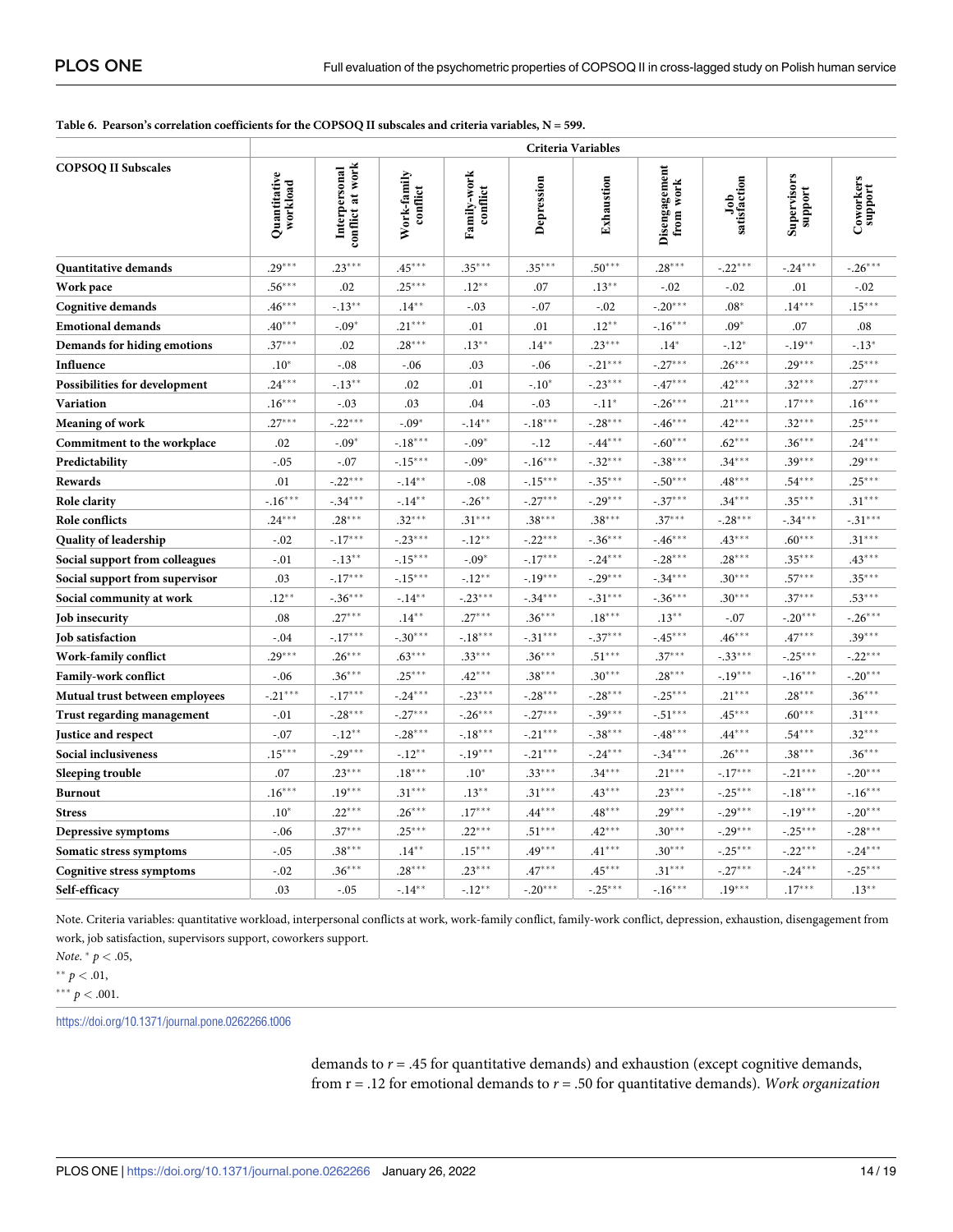**Table 6. Pearson's correlation coefficients for the COPSOQ II subscales and criteria variables, N = 599.**

| COPSOQ II Subscales | Criteria Variables | | | | | | | | | |
|---|---|---|---|---|---|---|---|---|---|---|
| | Quantitative workload | Interpersonal conflict at work | Work-family conflict | Family-work conflict | Depression | Exhaustion | Disengagement from work | Job satisfaction | Supervisors support | Coworkers support |
| Quantitative demands | .29*** | .23*** | .45*** | .35*** | .35*** | .50*** | .28*** | -.22*** | -.24*** | -.26*** |
| Work pace | .56*** | .02 | .25*** | .12** | .07 | .13** | -.02 | -.02 | .01 | -.02 |
| Cognitive demands | .46*** | -.13** | .14** | -.03 | -.07 | -.02 | -.20*** | .08* | .14*** | .15*** |
| Emotional demands | .40*** | -.09* | .21*** | .01 | .01 | .12** | -.16*** | .09* | .07 | .08 |
| Demands for hiding emotions | .37*** | .02 | .28*** | .13** | .14** | .23*** | .14* | -.12* | -.19** | -.13* |
| Influence | .10* | -.08 | -.06 | .03 | -.06 | -.21*** | -.27*** | .26*** | .29*** | .25*** |
| Possibilities for development | .24*** | -.13** | .02 | .01 | -.10* | -.23*** | -.47*** | .42*** | .32*** | .27*** |
| Variation | .16*** | -.03 | .03 | .04 | -.03 | -.11* | -.26*** | .21*** | .17*** | .16*** |
| Meaning of work | .27*** | -.22*** | -.09* | -.14** | -.18*** | -.28*** | -.46*** | .42*** | .32*** | .25*** |
| Commitment to the workplace | .02 | -.09* | -.18*** | -.09* | -.12 | -.44*** | -.60*** | .62*** | .36*** | .24*** |
| Predictability | -.05 | -.07 | -.15*** | -.09* | -.16*** | -.32*** | -.38*** | .34*** | .39*** | .29*** |
| Rewards | .01 | -.22*** | -.14** | -.08 | -.15*** | -.35*** | -.50*** | .48*** | .54*** | .25*** |
| Role clarity | -.16*** | -.34*** | -.14** | -.26** | -.27*** | -.29*** | -.37*** | .34*** | .35*** | .31*** |
| Role conflicts | .24*** | .28*** | .32*** | .31*** | .38*** | .38*** | .37*** | -.28*** | -.34*** | -.31*** |
| Quality of leadership | -.02 | -.17*** | -.23*** | -.12** | -.22*** | -.36*** | -.46*** | .43*** | .60*** | .31*** |
| Social support from colleagues | -.01 | -.13** | -.15*** | -.09* | -.17*** | -.24*** | -.28*** | .28*** | .35*** | .43*** |
| Social support from supervisor | .03 | -.17*** | -.15*** | -.12** | -.19*** | -.29*** | -.34*** | .30*** | .57*** | .35*** |
| Social community at work | .12** | -.36*** | -.14** | -.23*** | -.34*** | -.31*** | -.36*** | .30*** | .37*** | .53*** |
| Job insecurity | .08 | .27*** | .14** | .27*** | .36*** | .18*** | .13** | -.07 | -.20*** | -.26*** |
| Job satisfaction | -.04 | -.17*** | -.30*** | -.18*** | -.31*** | -.37*** | -.45*** | .46*** | .47*** | .39*** |
| Work-family conflict | .29*** | .26*** | .63*** | .33*** | .36*** | .51*** | .37*** | -.33*** | -.25*** | -.22*** |
| Family-work conflict | -.06 | .36*** | .25*** | .42*** | .38*** | .30*** | .28*** | -.19*** | -.16*** | -.20*** |
| Mutual trust between employees | -.21*** | -.17*** | -.24*** | -.23*** | -.28*** | -.28*** | -.25*** | .21*** | .28*** | .36*** |
| Trust regarding management | -.01 | -.28*** | -.27*** | -.26*** | -.27*** | -.39*** | -.51*** | .45*** | .60*** | .31*** |
| Justice and respect | -.07 | -.12** | -.28*** | -.18*** | -.21*** | -.38*** | -.48*** | .44*** | .54*** | .32*** |
| Social inclusiveness | .15*** | -.29*** | -.12** | -.19*** | -.21*** | -.24*** | -.34*** | .26*** | .38*** | .36*** |
| Sleeping trouble | .07 | .23*** | .18*** | .10* | .33*** | .34*** | .21*** | -.17*** | -.21*** | -.20*** |
| Burnout | .16*** | .19*** | .31*** | .13** | .31*** | .43*** | .23*** | -.25*** | -.18*** | -.16*** |
| Stress | .10* | .22*** | .26*** | .17*** | .44*** | .48*** | .29*** | -.29*** | -.19*** | -.20*** |
| Depressive symptoms | -.06 | .37*** | .25*** | .22*** | .51*** | .42*** | .30*** | -.29*** | -.25*** | -.28*** |
| Somatic stress symptoms | -.05 | .38*** | .14** | .15*** | .49*** | .41*** | .30*** | -.25*** | -.22*** | -.24*** |
| Cognitive stress symptoms | -.02 | .36*** | .28*** | .23*** | .47*** | .45*** | .31*** | -.27*** | -.24*** | -.25*** |
| Self-efficacy | .03 | -.05 | -.14** | -.12** | -.20*** | -.25*** | -.16*** | .19*** | .17*** | .13** |

Note. Criteria variables: quantitative workload, interpersonal conflicts at work, work-family conflict, family-work conflict, depression, exhaustion, disengagement from work, job satisfaction, supervisors support, coworkers support.

*Note.* * $p < .05$,

** $p < .01$,

*** $p < .001$.

https://doi.org/10.1371/journal.pone.0262266.t006

demands to $r = .45$ for quantitative demands) and exhaustion (except cognitive demands, from r = .12 for emotional demands to $r = .50$ for quantitative demands). *Work organization*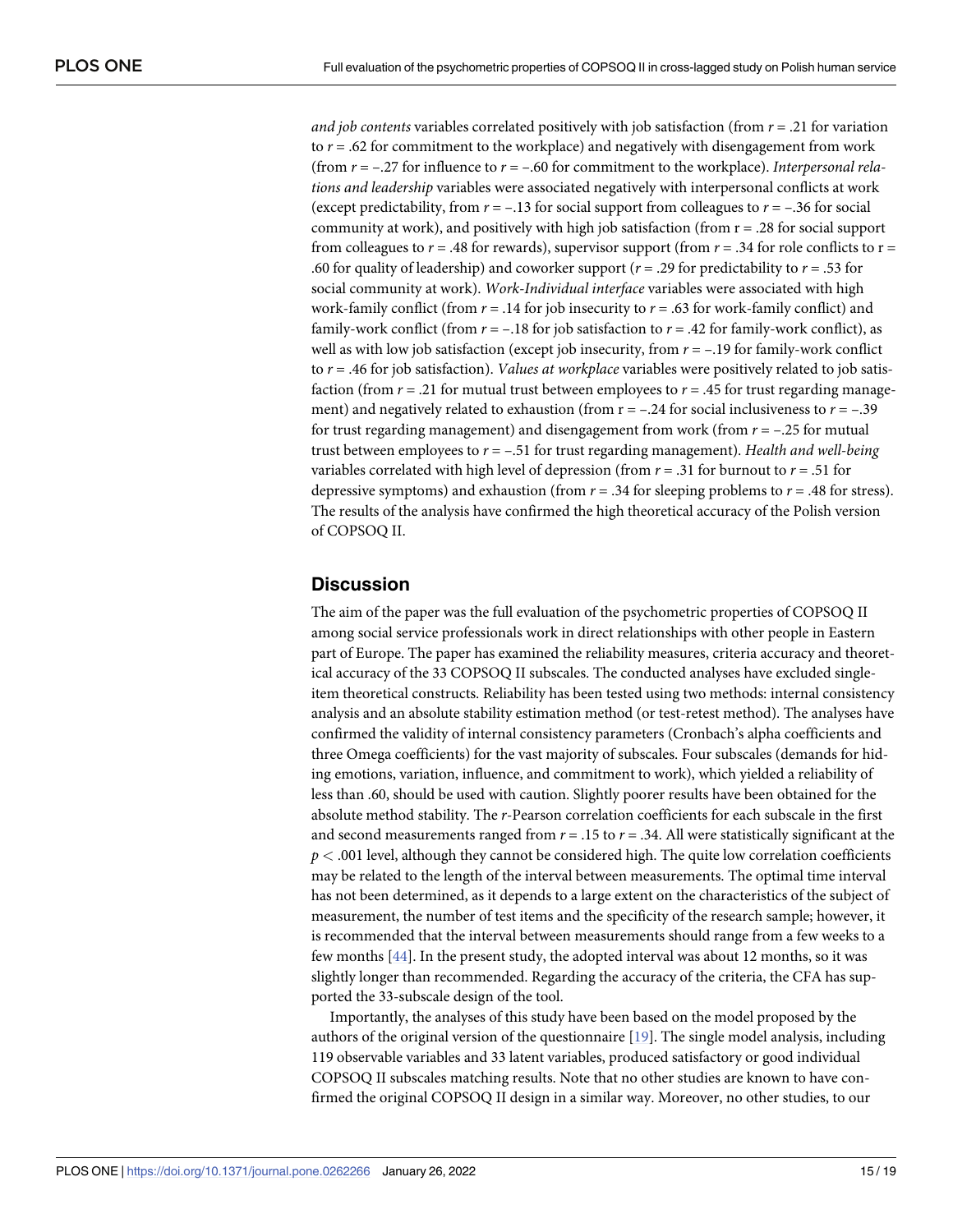*and job contents* variables correlated positively with job satisfaction (from $r = .21$ for variation to $r = .62$ for commitment to the workplace) and negatively with disengagement from work (from $r = -.27$ for influence to $r = -.60$ for commitment to the workplace). *Interpersonal relations and leadership* variables were associated negatively with interpersonal conflicts at work (except predictability, from $r = -.13$ for social support from colleagues to $r = -.36$ for social community at work), and positively with high job satisfaction (from $r = .28$ for social support from colleagues to $r = .48$ for rewards), supervisor support (from $r = .34$ for role conflicts to $r = .60$ for quality of leadership) and coworker support ($r = .29$ for predictability to $r = .53$ for social community at work). *Work-Individual interface* variables were associated with high work-family conflict (from $r = .14$ for job insecurity to $r = .63$ for work-family conflict) and family-work conflict (from $r = -.18$ for job satisfaction to $r = .42$ for family-work conflict), as well as with low job satisfaction (except job insecurity, from $r = -.19$ for family-work conflict to $r = .46$ for job satisfaction). *Values at workplace* variables were positively related to job satisfaction (from $r = .21$ for mutual trust between employees to $r = .45$ for trust regarding management) and negatively related to exhaustion (from $r = -.24$ for social inclusiveness to $r = -.39$ for trust regarding management) and disengagement from work (from $r = -.25$ for mutual trust between employees to $r = -.51$ for trust regarding management). *Health and well-being* variables correlated with high level of depression (from $r = .31$ for burnout to $r = .51$ for depressive symptoms) and exhaustion (from $r = .34$ for sleeping problems to $r = .48$ for stress). The results of the analysis have confirmed the high theoretical accuracy of the Polish version of COPSOQ II.

## Discussion

The aim of the paper was the full evaluation of the psychometric properties of COPSOQ II among social service professionals work in direct relationships with other people in Eastern part of Europe. The paper has examined the reliability measures, criteria accuracy and theoretical accuracy of the 33 COPSOQ II subscales. The conducted analyses have excluded single-item theoretical constructs. Reliability has been tested using two methods: internal consistency analysis and an absolute stability estimation method (or test-retest method). The analyses have confirmed the validity of internal consistency parameters (Cronbach's alpha coefficients and three Omega coefficients) for the vast majority of subscales. Four subscales (demands for hiding emotions, variation, influence, and commitment to work), which yielded a reliability of less than .60, should be used with caution. Slightly poorer results have been obtained for the absolute method stability. The *r*-Pearson correlation coefficients for each subscale in the first and second measurements ranged from $r = .15$ to $r = .34$. All were statistically significant at the $p < .001$ level, although they cannot be considered high. The quite low correlation coefficients may be related to the length of the interval between measurements. The optimal time interval has not been determined, as it depends to a large extent on the characteristics of the subject of measurement, the number of test items and the specificity of the research sample; however, it is recommended that the interval between measurements should range from a few weeks to a few months [44]. In the present study, the adopted interval was about 12 months, so it was slightly longer than recommended. Regarding the accuracy of the criteria, the CFA has supported the 33-subscale design of the tool.

Importantly, the analyses of this study have been based on the model proposed by the authors of the original version of the questionnaire [19]. The single model analysis, including 119 observable variables and 33 latent variables, produced satisfactory or good individual COPSOQ II subscales matching results. Note that no other studies are known to have confirmed the original COPSOQ II design in a similar way. Moreover, no other studies, to our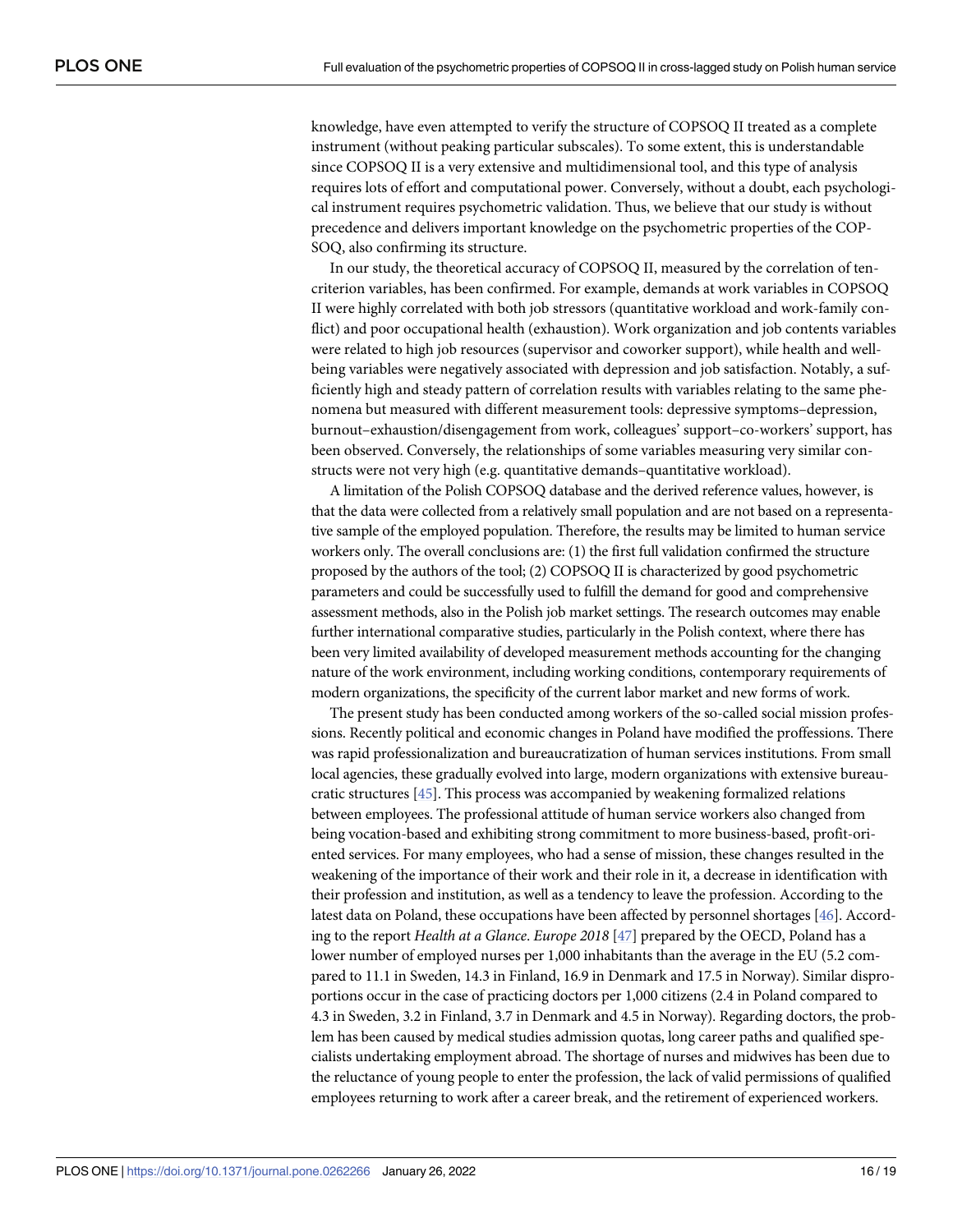knowledge, have even attempted to verify the structure of COPSOQ II treated as a complete instrument (without peaking particular subscales). To some extent, this is understandable since COPSOQ II is a very extensive and multidimensional tool, and this type of analysis requires lots of effort and computational power. Conversely, without a doubt, each psychological instrument requires psychometric validation. Thus, we believe that our study is without precedence and delivers important knowledge on the psychometric properties of the COPSOQ, also confirming its structure.

In our study, the theoretical accuracy of COPSOQ II, measured by the correlation of ten-criterion variables, has been confirmed. For example, demands at work variables in COPSOQ II were highly correlated with both job stressors (quantitative workload and work-family conflict) and poor occupational health (exhaustion). Work organization and job contents variables were related to high job resources (supervisor and coworker support), while health and well-being variables were negatively associated with depression and job satisfaction. Notably, a sufficiently high and steady pattern of correlation results with variables relating to the same phenomena but measured with different measurement tools: depressive symptoms–depression, burnout–exhaustion/disengagement from work, colleagues' support–co-workers' support, has been observed. Conversely, the relationships of some variables measuring very similar constructs were not very high (e.g. quantitative demands–quantitative workload).

A limitation of the Polish COPSOQ database and the derived reference values, however, is that the data were collected from a relatively small population and are not based on a representative sample of the employed population. Therefore, the results may be limited to human service workers only. The overall conclusions are: (1) the first full validation confirmed the structure proposed by the authors of the tool; (2) COPSOQ II is characterized by good psychometric parameters and could be successfully used to fulfill the demand for good and comprehensive assessment methods, also in the Polish job market settings. The research outcomes may enable further international comparative studies, particularly in the Polish context, where there has been very limited availability of developed measurement methods accounting for the changing nature of the work environment, including working conditions, contemporary requirements of modern organizations, the specificity of the current labor market and new forms of work.

The present study has been conducted among workers of the so-called social mission professions. Recently political and economic changes in Poland have modified the proffessions. There was rapid professionalization and bureaucratization of human services institutions. From small local agencies, these gradually evolved into large, modern organizations with extensive bureaucratic structures [45]. This process was accompanied by weakening formalized relations between employees. The professional attitude of human service workers also changed from being vocation-based and exhibiting strong commitment to more business-based, profit-oriented services. For many employees, who had a sense of mission, these changes resulted in the weakening of the importance of their work and their role in it, a decrease in identification with their profession and institution, as well as a tendency to leave the profession. According to the latest data on Poland, these occupations have been affected by personnel shortages [46]. According to the report *Health at a Glance. Europe 2018* [47] prepared by the OECD, Poland has a lower number of employed nurses per 1,000 inhabitants than the average in the EU (5.2 compared to 11.1 in Sweden, 14.3 in Finland, 16.9 in Denmark and 17.5 in Norway). Similar disproportions occur in the case of practicing doctors per 1,000 citizens (2.4 in Poland compared to 4.3 in Sweden, 3.2 in Finland, 3.7 in Denmark and 4.5 in Norway). Regarding doctors, the problem has been caused by medical studies admission quotas, long career paths and qualified specialists undertaking employment abroad. The shortage of nurses and midwives has been due to the reluctance of young people to enter the profession, the lack of valid permissions of qualified employees returning to work after a career break, and the retirement of experienced workers.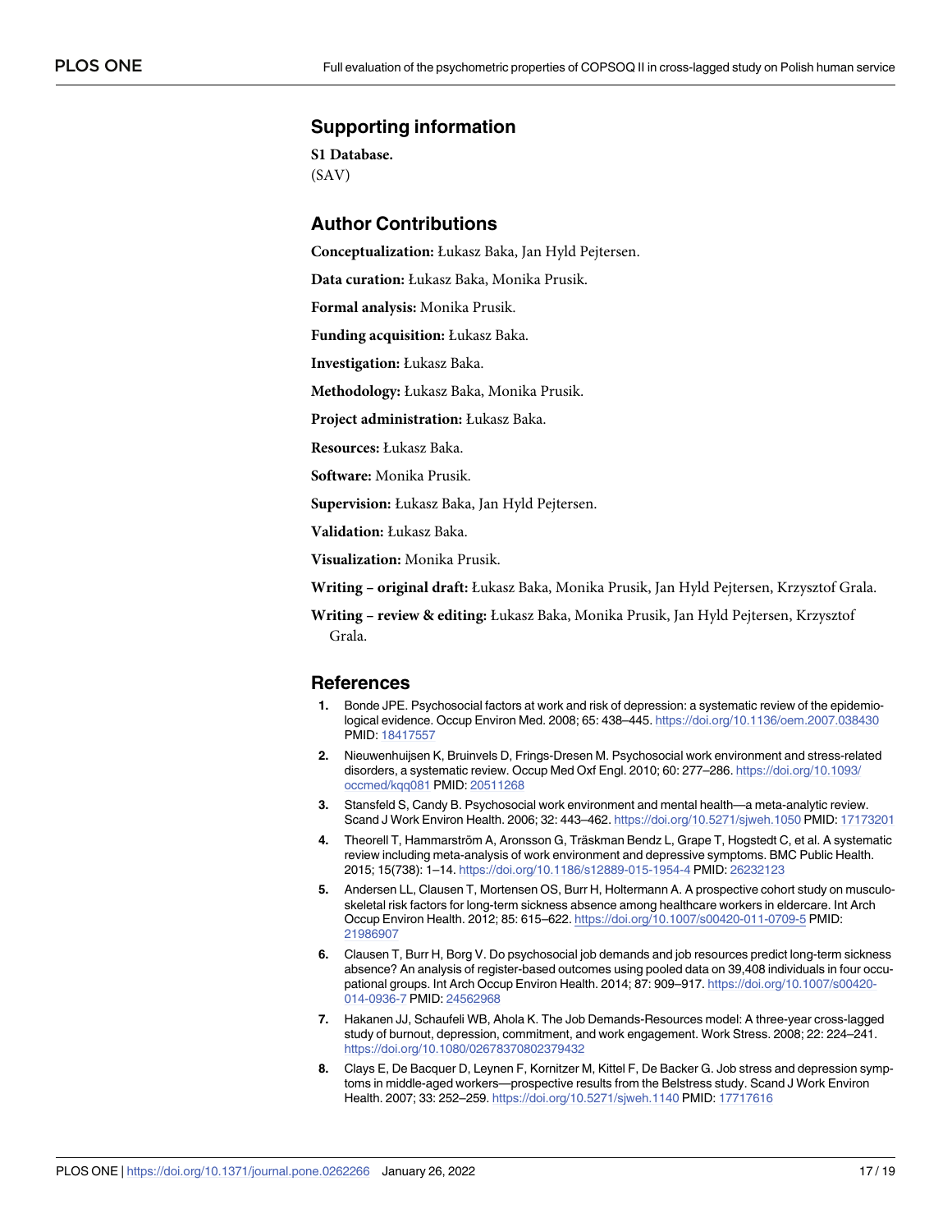## Supporting information

**S1 Database.**
(SAV)

## Author Contributions

**Conceptualization:** Łukasz Baka, Jan Hyld Pejtersen.

**Data curation:** Łukasz Baka, Monika Prusik.

**Formal analysis:** Monika Prusik.

**Funding acquisition:** Łukasz Baka.

**Investigation:** Łukasz Baka.

**Methodology:** Łukasz Baka, Monika Prusik.

**Project administration:** Łukasz Baka.

**Resources:** Łukasz Baka.

**Software:** Monika Prusik.

**Supervision:** Łukasz Baka, Jan Hyld Pejtersen.

**Validation:** Łukasz Baka.

**Visualization:** Monika Prusik.

**Writing – original draft:** Łukasz Baka, Monika Prusik, Jan Hyld Pejtersen, Krzysztof Grala.

**Writing – review & editing:** Łukasz Baka, Monika Prusik, Jan Hyld Pejtersen, Krzysztof Grala.

## References

1. Bonde JPE. Psychosocial factors at work and risk of depression: a systematic review of the epidemiological evidence. Occup Environ Med. 2008; 65: 438–445. https://doi.org/10.1136/oem.2007.038430 PMID: 18417557
2. Nieuwenhuijsen K, Bruinvels D, Frings-Dresen M. Psychosocial work environment and stress-related disorders, a systematic review. Occup Med Oxf Engl. 2010; 60: 277–286. https://doi.org/10.1093/occmed/kqq081 PMID: 20511268
3. Stansfeld S, Candy B. Psychosocial work environment and mental health—a meta-analytic review. Scand J Work Environ Health. 2006; 32: 443–462. https://doi.org/10.5271/sjweh.1050 PMID: 17173201
4. Theorell T, Hammarström A, Aronsson G, Träskman Bendz L, Grape T, Hogstedt C, et al. A systematic review including meta-analysis of work environment and depressive symptoms. BMC Public Health. 2015; 15(738): 1–14. https://doi.org/10.1186/s12889-015-1954-4 PMID: 26232123
5. Andersen LL, Clausen T, Mortensen OS, Burr H, Holtermann A. A prospective cohort study on musculoskeletal risk factors for long-term sickness absence among healthcare workers in eldercare. Int Arch Occup Environ Health. 2012; 85: 615–622. https://doi.org/10.1007/s00420-011-0709-5 PMID: 21986907
6. Clausen T, Burr H, Borg V. Do psychosocial job demands and job resources predict long-term sickness absence? An analysis of register-based outcomes using pooled data on 39,408 individuals in four occupational groups. Int Arch Occup Environ Health. 2014; 87: 909–917. https://doi.org/10.1007/s00420-014-0936-7 PMID: 24562968
7. Hakanen JJ, Schaufeli WB, Ahola K. The Job Demands-Resources model: A three-year cross-lagged study of burnout, depression, commitment, and work engagement. Work Stress. 2008; 22: 224–241. https://doi.org/10.1080/02678370802379432
8. Clays E, De Bacquer D, Leynen F, Kornitzer M, Kittel F, De Backer G. Job stress and depression symptoms in middle-aged workers—prospective results from the Belstress study. Scand J Work Environ Health. 2007; 33: 252–259. https://doi.org/10.5271/sjweh.1140 PMID: 17717616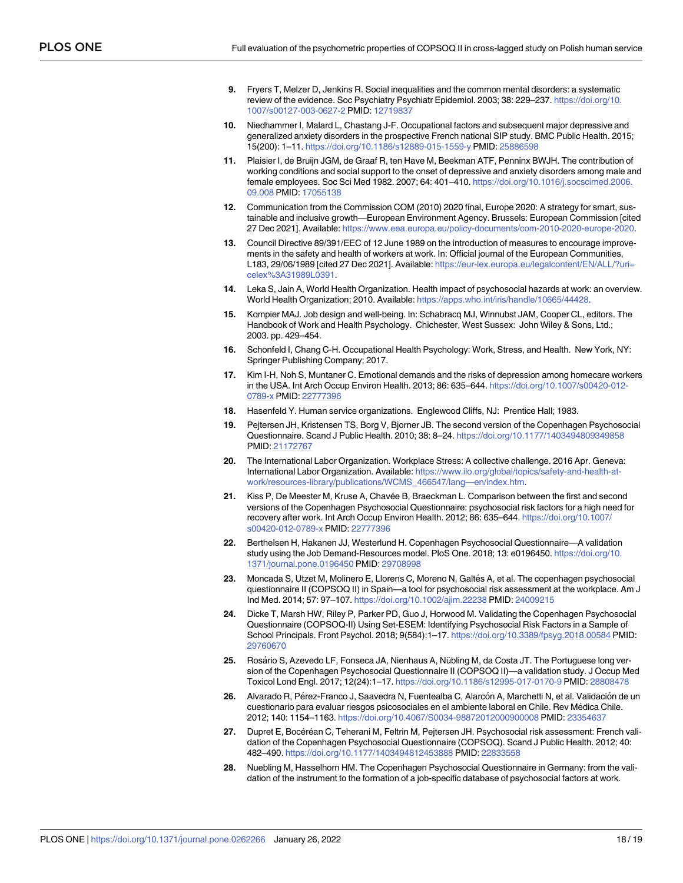9. Fryers T, Melzer D, Jenkins R. Social inequalities and the common mental disorders: a systematic review of the evidence. Soc Psychiatry Psychiatr Epidemiol. 2003; 38: 229–237. https://doi.org/10.1007/s00127-003-0627-2 PMID: 12719837

10. Niedhammer I, Malard L, Chastang J-F. Occupational factors and subsequent major depressive and generalized anxiety disorders in the prospective French national SIP study. BMC Public Health. 2015; 15(200): 1–11. https://doi.org/10.1186/s12889-015-1559-y PMID: 25886598

11. Plaisier I, de Bruijn JGM, de Graaf R, ten Have M, Beekman ATF, Penninx BWJH. The contribution of working conditions and social support to the onset of depressive and anxiety disorders among male and female employees. Soc Sci Med 1982. 2007; 64: 401–410. https://doi.org/10.1016/j.socscimed.2006.09.008 PMID: 17055138

12. Communication from the Commission COM (2010) 2020 final, Europe 2020: A strategy for smart, sustainable and inclusive growth—European Environment Agency. Brussels: European Commission [cited 27 Dec 2021]. Available: https://www.eea.europa.eu/policy-documents/com-2010-2020-europe-2020.

13. Council Directive 89/391/EEC of 12 June 1989 on the introduction of measures to encourage improvements in the safety and health of workers at work. In: Official journal of the European Communities, L183, 29/06/1989 [cited 27 Dec 2021]. Available: https://eur-lex.europa.eu/legalcontent/EN/ALL/?uri=celex%3A31989L0391.

14. Leka S, Jain A, World Health Organization. Health impact of psychosocial hazards at work: an overview. World Health Organization; 2010. Available: https://apps.who.int/iris/handle/10665/44428.

15. Kompier MAJ. Job design and well-being. In: Schabracq MJ, Winnubst JAM, Cooper CL, editors. The Handbook of Work and Health Psychology. Chichester, West Sussex: John Wiley & Sons, Ltd.; 2003. pp. 429–454.

16. Schonfeld I, Chang C-H. Occupational Health Psychology: Work, Stress, and Health. New York, NY: Springer Publishing Company; 2017.

17. Kim I-H, Noh S, Muntaner C. Emotional demands and the risks of depression among homecare workers in the USA. Int Arch Occup Environ Health. 2013; 86: 635–644. https://doi.org/10.1007/s00420-012-0789-x PMID: 22777396

18. Hasenfeld Y. Human service organizations. Englewood Cliffs, NJ: Prentice Hall; 1983.

19. Pejtersen JH, Kristensen TS, Borg V, Bjorner JB. The second version of the Copenhagen Psychosocial Questionnaire. Scand J Public Health. 2010; 38: 8–24. https://doi.org/10.1177/1403494809349858 PMID: 21172767

20. The International Labor Organization. Workplace Stress: A collective challenge. 2016 Apr. Geneva: International Labor Organization. Available: https://www.ilo.org/global/topics/safety-and-health-at-work/resources-library/publications/WCMS_466547/lang—en/index.htm.

21. Kiss P, De Meester M, Kruse A, Chavée B, Braeckman L. Comparison between the first and second versions of the Copenhagen Psychosocial Questionnaire: psychosocial risk factors for a high need for recovery after work. Int Arch Occup Environ Health. 2012; 86: 635–644. https://doi.org/10.1007/s00420-012-0789-x PMID: 22777396

22. Berthelsen H, Hakanen JJ, Westerlund H. Copenhagen Psychosocial Questionnaire—A validation study using the Job Demand-Resources model. PloS One. 2018; 13: e0196450. https://doi.org/10.1371/journal.pone.0196450 PMID: 29708998

23. Moncada S, Utzet M, Molinero E, Llorens C, Moreno N, Galtés A, et al. The copenhagen psychosocial questionnaire II (COPSOQ II) in Spain—a tool for psychosocial risk assessment at the workplace. Am J Ind Med. 2014; 57: 97–107. https://doi.org/10.1002/ajim.22238 PMID: 24009215

24. Dicke T, Marsh HW, Riley P, Parker PD, Guo J, Horwood M. Validating the Copenhagen Psychosocial Questionnaire (COPSOQ-II) Using Set-ESEM: Identifying Psychosocial Risk Factors in a Sample of School Principals. Front Psychol. 2018; 9(584):1–17. https://doi.org/10.3389/fpsyg.2018.00584 PMID: 29760670

25. Rosário S, Azevedo LF, Fonseca JA, Nienhaus A, Nübling M, da Costa JT. The Portuguese long version of the Copenhagen Psychosocial Questionnaire II (COPSOQ II)—a validation study. J Occup Med Toxicol Lond Engl. 2017; 12(24):1–17. https://doi.org/10.1186/s12995-017-0170-9 PMID: 28808478

26. Alvarado R, Pérez-Franco J, Saavedra N, Fuentealba C, Alarcón A, Marchetti N, et al. Validación de un cuestionario para evaluar riesgos psicosociales en el ambiente laboral en Chile. Rev Médica Chile. 2012; 140: 1154–1163. https://doi.org/10.4067/S0034-98872012000900008 PMID: 23354637

27. Dupret E, Bocéréan C, Teherani M, Feltrin M, Pejtersen JH. Psychosocial risk assessment: French validation of the Copenhagen Psychosocial Questionnaire (COPSOQ). Scand J Public Health. 2012; 40: 482–490. https://doi.org/10.1177/1403494812453888 PMID: 22833558

28. Nuebling M, Hasselhorn HM. The Copenhagen Psychosocial Questionnaire in Germany: from the validation of the instrument to the formation of a job-specific database of psychosocial factors at work.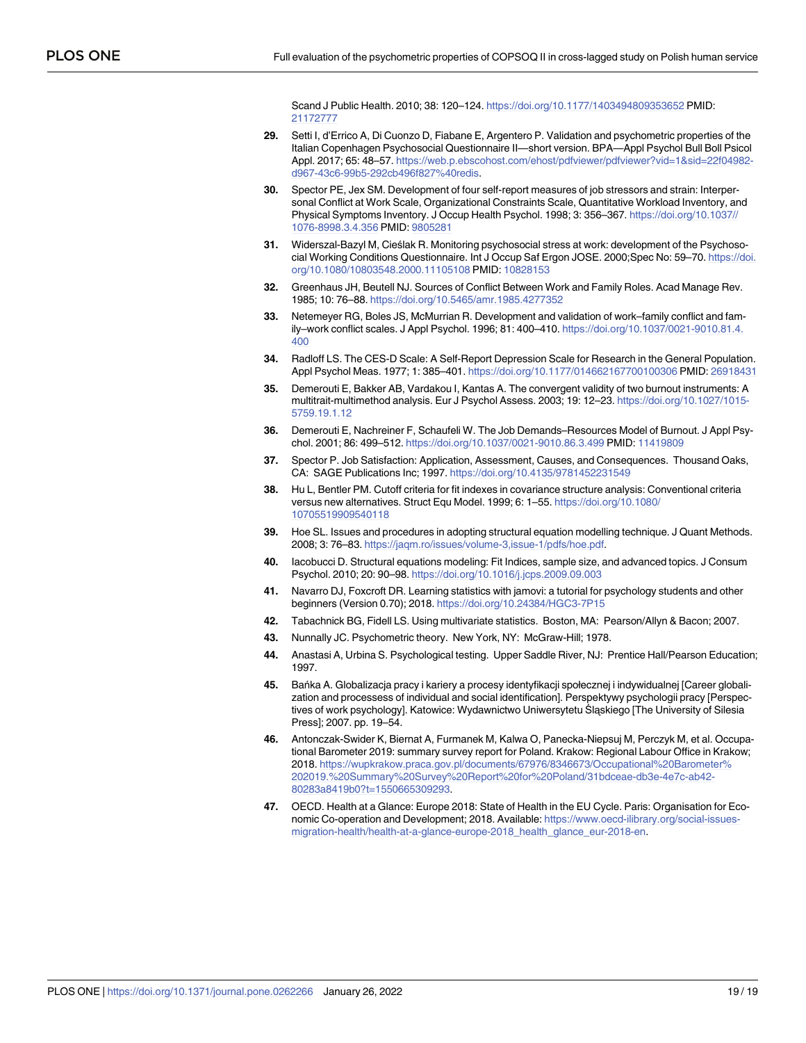Scand J Public Health. 2010; 38: 120–124. https://doi.org/10.1177/1403494809353652 PMID: 21172777

29. Setti I, d'Errico A, Di Cuonzo D, Fiabane E, Argentero P. Validation and psychometric properties of the Italian Copenhagen Psychosocial Questionnaire II—short version. BPA—Appl Psychol Bull Boll Psicol Appl. 2017; 65: 48–57. https://web.p.ebscohost.com/ehost/pdfviewer/pdfviewer?vid=1&sid=22f04982-d967-43c6-99b5-292cb496f827%40redis.

30. Spector PE, Jex SM. Development of four self-report measures of job stressors and strain: Interpersonal Conflict at Work Scale, Organizational Constraints Scale, Quantitative Workload Inventory, and Physical Symptoms Inventory. J Occup Health Psychol. 1998; 3: 356–367. https://doi.org/10.1037//1076-8998.3.4.356 PMID: 9805281

31. Widerszal-Bazyl M, Cieślak R. Monitoring psychosocial stress at work: development of the Psychosocial Working Conditions Questionnaire. Int J Occup Saf Ergon JOSE. 2000;Spec No: 59–70. https://doi.org/10.1080/10803548.2000.11105108 PMID: 10828153

32. Greenhaus JH, Beutell NJ. Sources of Conflict Between Work and Family Roles. Acad Manage Rev. 1985; 10: 76–88. https://doi.org/10.5465/amr.1985.4277352

33. Netemeyer RG, Boles JS, McMurrian R. Development and validation of work–family conflict and family–work conflict scales. J Appl Psychol. 1996; 81: 400–410. https://doi.org/10.1037/0021-9010.81.4.400

34. Radloff LS. The CES-D Scale: A Self-Report Depression Scale for Research in the General Population. Appl Psychol Meas. 1977; 1: 385–401. https://doi.org/10.1177/014662167700100306 PMID: 26918431

35. Demerouti E, Bakker AB, Vardakou I, Kantas A. The convergent validity of two burnout instruments: A multitrait-multimethod analysis. Eur J Psychol Assess. 2003; 19: 12–23. https://doi.org/10.1027/1015-5759.19.1.12

36. Demerouti E, Nachreiner F, Schaufeli W. The Job Demands–Resources Model of Burnout. J Appl Psychol. 2001; 86: 499–512. https://doi.org/10.1037/0021-9010.86.3.499 PMID: 11419809

37. Spector P. Job Satisfaction: Application, Assessment, Causes, and Consequences. Thousand Oaks, CA: SAGE Publications Inc; 1997. https://doi.org/10.4135/9781452231549

38. Hu L, Bentler PM. Cutoff criteria for fit indexes in covariance structure analysis: Conventional criteria versus new alternatives. Struct Equ Model. 1999; 6: 1–55. https://doi.org/10.1080/10705519909540118

39. Hoe SL. Issues and procedures in adopting structural equation modelling technique. J Quant Methods. 2008; 3: 76–83. https://jaqm.ro/issues/volume-3,issue-1/pdfs/hoe.pdf.

40. Iacobucci D. Structural equations modeling: Fit Indices, sample size, and advanced topics. J Consum Psychol. 2010; 20: 90–98. https://doi.org/10.1016/j.jcps.2009.09.003

41. Navarro DJ, Foxcroft DR. Learning statistics with jamovi: a tutorial for psychology students and other beginners (Version 0.70); 2018. https://doi.org/10.24384/HGC3-7P15

42. Tabachnick BG, Fidell LS. Using multivariate statistics. Boston, MA: Pearson/Allyn & Bacon; 2007.

43. Nunnally JC. Psychometric theory. New York, NY: McGraw-Hill; 1978.

44. Anastasi A, Urbina S. Psychological testing. Upper Saddle River, NJ: Prentice Hall/Pearson Education; 1997.

45. Bańka A. Globalizacja pracy i kariery a procesy identyfikacji społecznej i indywidualnej [Career globalization and processess of individual and social identification]. Perspektywy psychologii pracy [Perspectives of work psychology]. Katowice: Wydawnictwo Uniwersytetu Śląskiego [The University of Silesia Press]; 2007. pp. 19–54.

46. Antonczak-Swider K, Biernat A, Furmanek M, Kalwa O, Panecka-Niepsuj M, Perczyk M, et al. Occupational Barometer 2019: summary survey report for Poland. Krakow: Regional Labour Office in Krakow; 2018. https://wupkrakow.praca.gov.pl/documents/67976/8346673/Occupational%20Barometer%202019.%20Summary%20Survey%20Report%20for%20Poland/31bdceae-db3e-4e7c-ab42-80283a8419b0?t=1550665309293.

47. OECD. Health at a Glance: Europe 2018: State of Health in the EU Cycle. Paris: Organisation for Economic Co-operation and Development; 2018. Available: https://www.oecd-ilibrary.org/social-issues-migration-health/health-at-a-glance-europe-2018_health_glance_eur-2018-en.